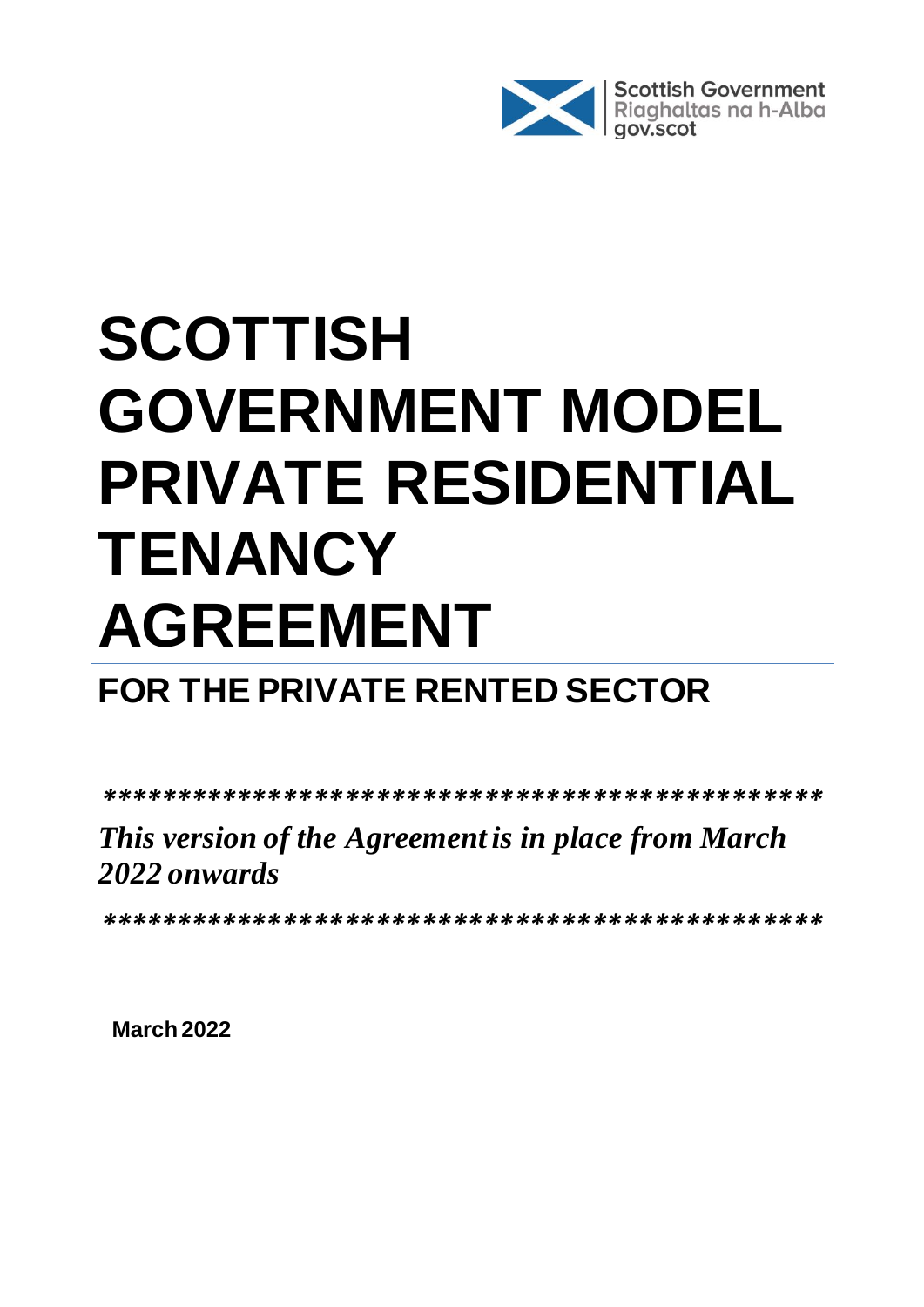Scottish Government
Riaghaltas na h-Alba
gov.scot

# SCOTTISH GOVERNMENT MODEL PRIVATE RESIDENTIAL TENANCY AGREEMENT

## FOR THE PRIVATE RENTED SECTOR

***********************************************

*This version of the Agreement is in place from March 2022 onwards*

***********************************************

**March 2022**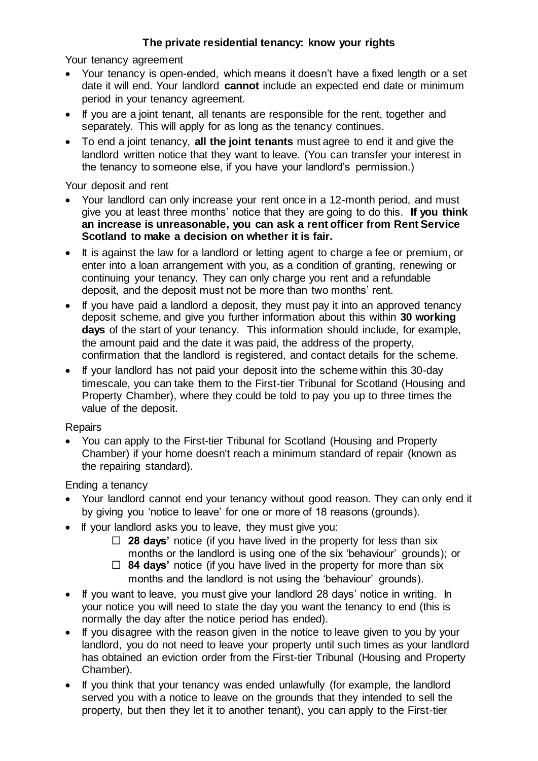**The private residential tenancy: know your rights**

Your tenancy agreement

- Your tenancy is open-ended, which means it doesn't have a fixed length or a set date it will end. Your landlord **cannot** include an expected end date or minimum period in your tenancy agreement.
- If you are a joint tenant, all tenants are responsible for the rent, together and separately. This will apply for as long as the tenancy continues.
- To end a joint tenancy, **all the joint tenants** must agree to end it and give the landlord written notice that they want to leave. (You can transfer your interest in the tenancy to someone else, if you have your landlord's permission.)

Your deposit and rent

- Your landlord can only increase your rent once in a 12-month period, and must give you at least three months' notice that they are going to do this. **If you think an increase is unreasonable, you can ask a rent officer from Rent Service Scotland to make a decision on whether it is fair.**
- It is against the law for a landlord or letting agent to charge a fee or premium, or enter into a loan arrangement with you, as a condition of granting, renewing or continuing your tenancy. They can only charge you rent and a refundable deposit, and the deposit must not be more than two months' rent.
- If you have paid a landlord a deposit, they must pay it into an approved tenancy deposit scheme, and give you further information about this within **30 working days** of the start of your tenancy. This information should include, for example, the amount paid and the date it was paid, the address of the property, confirmation that the landlord is registered, and contact details for the scheme.
- If your landlord has not paid your deposit into the scheme within this 30-day timescale, you can take them to the First-tier Tribunal for Scotland (Housing and Property Chamber), where they could be told to pay you up to three times the value of the deposit.

Repairs

- You can apply to the First-tier Tribunal for Scotland (Housing and Property Chamber) if your home doesn't reach a minimum standard of repair (known as the repairing standard).

Ending a tenancy

- Your landlord cannot end your tenancy without good reason. They can only end it by giving you 'notice to leave' for one or more of 18 reasons (grounds).
- If your landlord asks you to leave, they must give you:
  - ☐ **28 days'** notice (if you have lived in the property for less than six months or the landlord is using one of the six 'behaviour' grounds); or
  - ☐ **84 days'** notice (if you have lived in the property for more than six months and the landlord is not using the 'behaviour' grounds).
- If you want to leave, you must give your landlord 28 days' notice in writing. In your notice you will need to state the day you want the tenancy to end (this is normally the day after the notice period has ended).
- If you disagree with the reason given in the notice to leave given to you by your landlord, you do not need to leave your property until such times as your landlord has obtained an eviction order from the First-tier Tribunal (Housing and Property Chamber).
- If you think that your tenancy was ended unlawfully (for example, the landlord served you with a notice to leave on the grounds that they intended to sell the property, but then they let it to another tenant), you can apply to the First-tier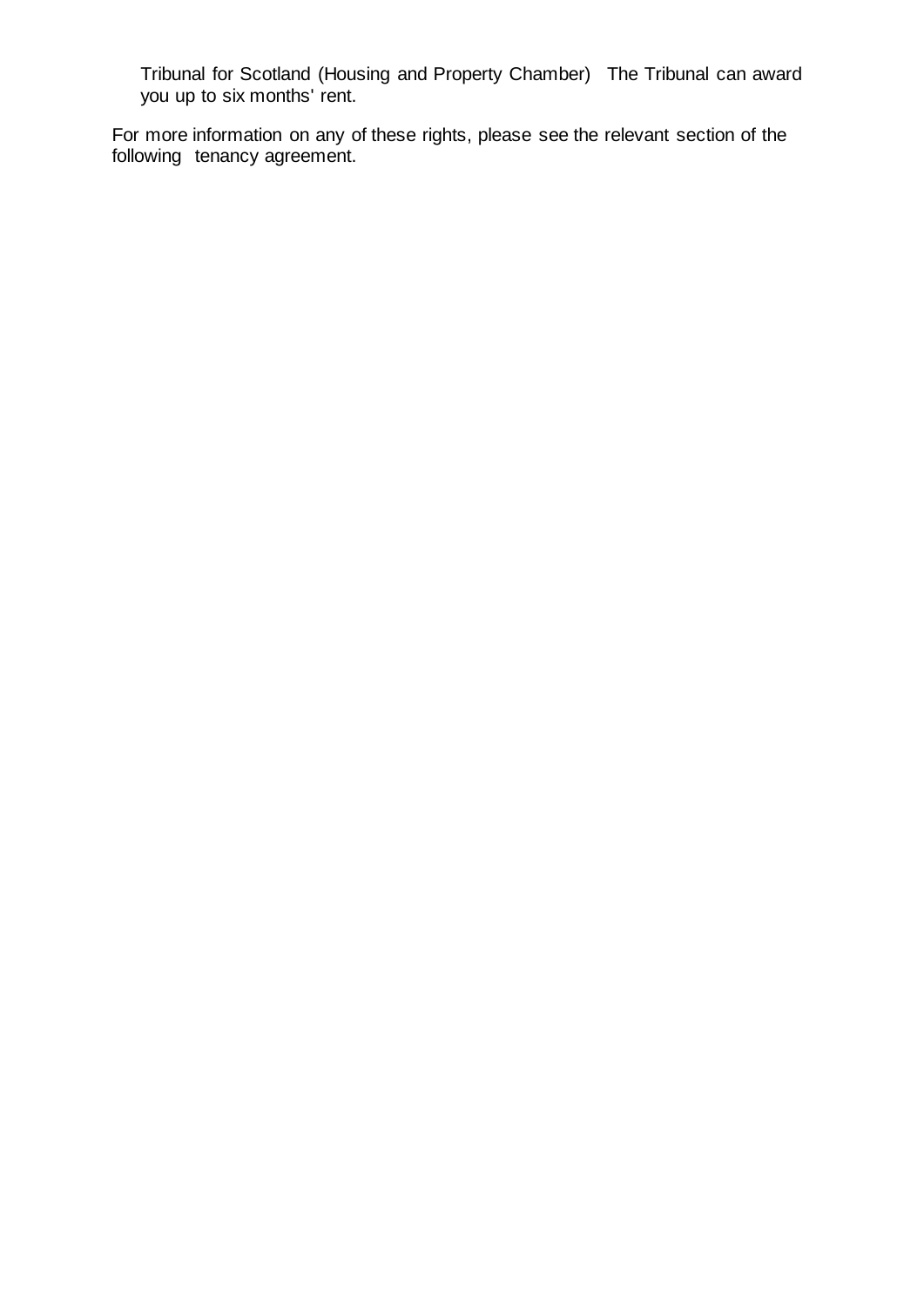Tribunal for Scotland (Housing and Property Chamber) The Tribunal can award you up to six months' rent.

For more information on any of these rights, please see the relevant section of the following tenancy agreement.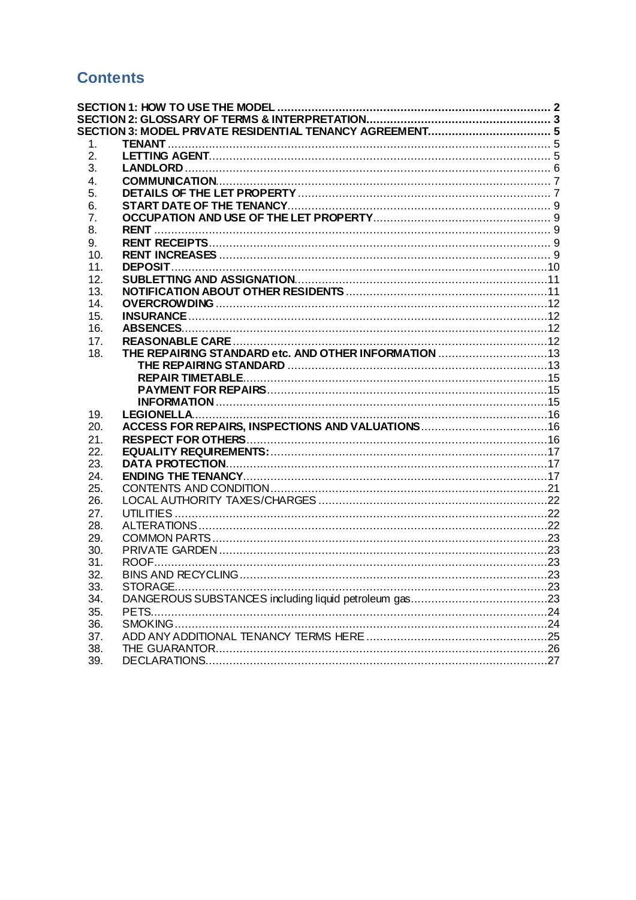## Contents

**SECTION 1: HOW TO USE THE MODEL** ..... 2
**SECTION 2: GLOSSARY OF TERMS & INTERPRETATION** ..... 3
**SECTION 3: MODEL PRIVATE RESIDENTIAL TENANCY AGREEMENT** ..... 5

1. **TENANT** ..... 5
2. **LETTING AGENT** ..... 5
3. **LANDLORD** ..... 6
4. **COMMUNICATION** ..... 7
5. **DETAILS OF THE LET PROPERTY** ..... 7
6. **START DATE OF THE TENANCY** ..... 9
7. **OCCUPATION AND USE OF THE LET PROPERTY** ..... 9
8. **RENT** ..... 9
9. **RENT RECEIPTS** ..... 9
10. **RENT INCREASES** ..... 9
11. **DEPOSIT** ..... 10
12. **SUBLETTING AND ASSIGNATION** ..... 11
13. **NOTIFICATION ABOUT OTHER RESIDENTS** ..... 11
14. **OVERCROWDING** ..... 12
15. **INSURANCE** ..... 12
16. **ABSENCES** ..... 12
17. **REASONABLE CARE** ..... 12
18. **THE REPAIRING STANDARD etc. AND OTHER INFORMATION** ..... 13
    - **THE REPAIRING STANDARD** ..... 13
    - **REPAIR TIMETABLE** ..... 15
    - **PAYMENT FOR REPAIRS** ..... 15
    - **INFORMATION** ..... 15
19. **LEGIONELLA** ..... 16
20. **ACCESS FOR REPAIRS, INSPECTIONS AND VALUATIONS** ..... 16
21. **RESPECT FOR OTHERS** ..... 16
22. **EQUALITY REQUIREMENTS:** ..... 17
23. **DATA PROTECTION** ..... 17
24. **ENDING THE TENANCY** ..... 17
25. CONTENTS AND CONDITION ..... 21
26. LOCAL AUTHORITY TAXES/CHARGES ..... 22
27. UTILITIES ..... 22
28. ALTERATIONS ..... 22
29. COMMON PARTS ..... 23
30. PRIVATE GARDEN ..... 23
31. ROOF ..... 23
32. BINS AND RECYCLING ..... 23
33. STORAGE ..... 23
34. DANGEROUS SUBSTANCES including liquid petroleum gas ..... 23
35. PETS ..... 24
36. SMOKING ..... 24
37. ADD ANY ADDITIONAL TENANCY TERMS HERE ..... 25
38. THE GUARANTOR ..... 26
39. DECLARATIONS ..... 27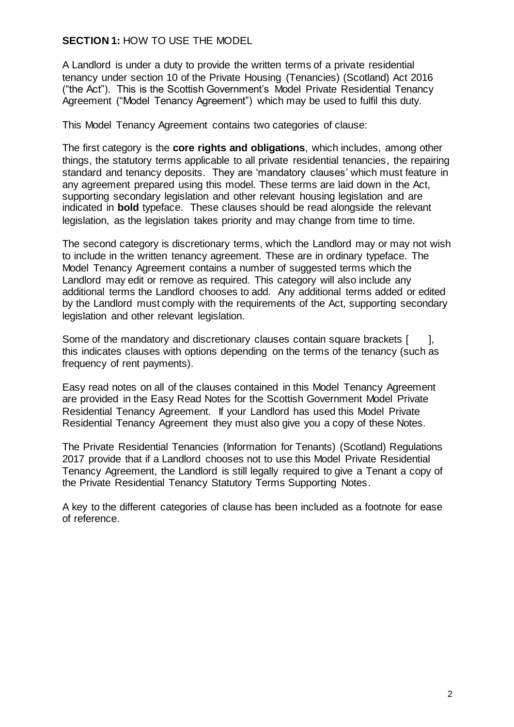**SECTION 1:** HOW TO USE THE MODEL

A Landlord is under a duty to provide the written terms of a private residential tenancy under section 10 of the Private Housing (Tenancies) (Scotland) Act 2016 ("the Act"). This is the Scottish Government's Model Private Residential Tenancy Agreement ("Model Tenancy Agreement") which may be used to fulfil this duty.

This Model Tenancy Agreement contains two categories of clause:

The first category is the **core rights and obligations**, which includes, among other things, the statutory terms applicable to all private residential tenancies, the repairing standard and tenancy deposits. They are 'mandatory clauses' which must feature in any agreement prepared using this model. These terms are laid down in the Act, supporting secondary legislation and other relevant housing legislation and are indicated in **bold** typeface. These clauses should be read alongside the relevant legislation, as the legislation takes priority and may change from time to time.

The second category is discretionary terms, which the Landlord may or may not wish to include in the written tenancy agreement. These are in ordinary typeface. The Model Tenancy Agreement contains a number of suggested terms which the Landlord may edit or remove as required. This category will also include any additional terms the Landlord chooses to add. Any additional terms added or edited by the Landlord must comply with the requirements of the Act, supporting secondary legislation and other relevant legislation.

Some of the mandatory and discretionary clauses contain square brackets [ ], this indicates clauses with options depending on the terms of the tenancy (such as frequency of rent payments).

Easy read notes on all of the clauses contained in this Model Tenancy Agreement are provided in the Easy Read Notes for the Scottish Government Model Private Residential Tenancy Agreement. If your Landlord has used this Model Private Residential Tenancy Agreement they must also give you a copy of these Notes.

The Private Residential Tenancies (Information for Tenants) (Scotland) Regulations 2017 provide that if a Landlord chooses not to use this Model Private Residential Tenancy Agreement, the Landlord is still legally required to give a Tenant a copy of the Private Residential Tenancy Statutory Terms Supporting Notes.

A key to the different categories of clause has been included as a footnote for ease of reference.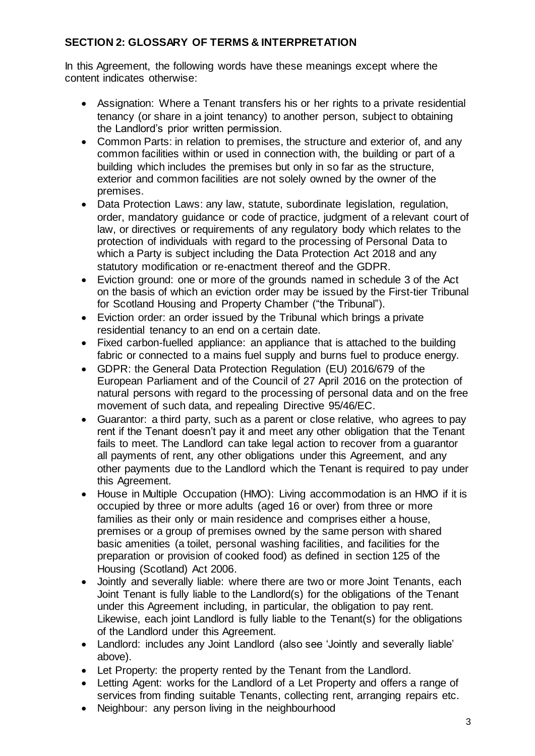**SECTION 2: GLOSSARY OF TERMS & INTERPRETATION**

In this Agreement, the following words have these meanings except where the content indicates otherwise:

- Assignation: Where a Tenant transfers his or her rights to a private residential tenancy (or share in a joint tenancy) to another person, subject to obtaining the Landlord's prior written permission.
- Common Parts: in relation to premises, the structure and exterior of, and any common facilities within or used in connection with, the building or part of a building which includes the premises but only in so far as the structure, exterior and common facilities are not solely owned by the owner of the premises.
- Data Protection Laws: any law, statute, subordinate legislation, regulation, order, mandatory guidance or code of practice, judgment of a relevant court of law, or directives or requirements of any regulatory body which relates to the protection of individuals with regard to the processing of Personal Data to which a Party is subject including the Data Protection Act 2018 and any statutory modification or re-enactment thereof and the GDPR.
- Eviction ground: one or more of the grounds named in schedule 3 of the Act on the basis of which an eviction order may be issued by the First-tier Tribunal for Scotland Housing and Property Chamber ("the Tribunal").
- Eviction order: an order issued by the Tribunal which brings a private residential tenancy to an end on a certain date.
- Fixed carbon-fuelled appliance: an appliance that is attached to the building fabric or connected to a mains fuel supply and burns fuel to produce energy.
- GDPR: the General Data Protection Regulation (EU) 2016/679 of the European Parliament and of the Council of 27 April 2016 on the protection of natural persons with regard to the processing of personal data and on the free movement of such data, and repealing Directive 95/46/EC.
- Guarantor: a third party, such as a parent or close relative, who agrees to pay rent if the Tenant doesn't pay it and meet any other obligation that the Tenant fails to meet. The Landlord can take legal action to recover from a guarantor all payments of rent, any other obligations under this Agreement, and any other payments due to the Landlord which the Tenant is required to pay under this Agreement.
- House in Multiple Occupation (HMO): Living accommodation is an HMO if it is occupied by three or more adults (aged 16 or over) from three or more families as their only or main residence and comprises either a house, premises or a group of premises owned by the same person with shared basic amenities (a toilet, personal washing facilities, and facilities for the preparation or provision of cooked food) as defined in section 125 of the Housing (Scotland) Act 2006.
- Jointly and severally liable: where there are two or more Joint Tenants, each Joint Tenant is fully liable to the Landlord(s) for the obligations of the Tenant under this Agreement including, in particular, the obligation to pay rent. Likewise, each joint Landlord is fully liable to the Tenant(s) for the obligations of the Landlord under this Agreement.
- Landlord: includes any Joint Landlord (also see 'Jointly and severally liable' above).
- Let Property: the property rented by the Tenant from the Landlord.
- Letting Agent: works for the Landlord of a Let Property and offers a range of services from finding suitable Tenants, collecting rent, arranging repairs etc.
- Neighbour: any person living in the neighbourhood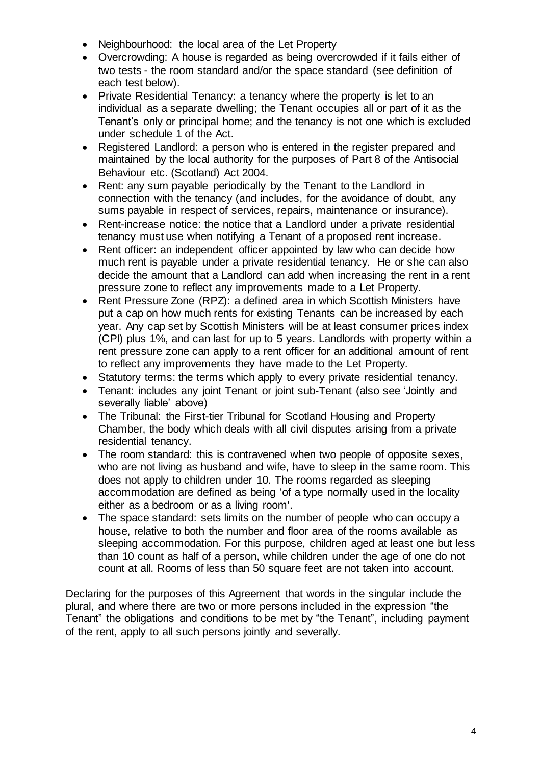- Neighbourhood: the local area of the Let Property
- Overcrowding: A house is regarded as being overcrowded if it fails either of two tests - the room standard and/or the space standard (see definition of each test below).
- Private Residential Tenancy: a tenancy where the property is let to an individual as a separate dwelling; the Tenant occupies all or part of it as the Tenant's only or principal home; and the tenancy is not one which is excluded under schedule 1 of the Act.
- Registered Landlord: a person who is entered in the register prepared and maintained by the local authority for the purposes of Part 8 of the Antisocial Behaviour etc. (Scotland) Act 2004.
- Rent: any sum payable periodically by the Tenant to the Landlord in connection with the tenancy (and includes, for the avoidance of doubt, any sums payable in respect of services, repairs, maintenance or insurance).
- Rent-increase notice: the notice that a Landlord under a private residential tenancy must use when notifying a Tenant of a proposed rent increase.
- Rent officer: an independent officer appointed by law who can decide how much rent is payable under a private residential tenancy. He or she can also decide the amount that a Landlord can add when increasing the rent in a rent pressure zone to reflect any improvements made to a Let Property.
- Rent Pressure Zone (RPZ): a defined area in which Scottish Ministers have put a cap on how much rents for existing Tenants can be increased by each year. Any cap set by Scottish Ministers will be at least consumer prices index (CPI) plus 1%, and can last for up to 5 years. Landlords with property within a rent pressure zone can apply to a rent officer for an additional amount of rent to reflect any improvements they have made to the Let Property.
- Statutory terms: the terms which apply to every private residential tenancy.
- Tenant: includes any joint Tenant or joint sub-Tenant (also see 'Jointly and severally liable' above)
- The Tribunal: the First-tier Tribunal for Scotland Housing and Property Chamber, the body which deals with all civil disputes arising from a private residential tenancy.
- The room standard: this is contravened when two people of opposite sexes, who are not living as husband and wife, have to sleep in the same room. This does not apply to children under 10. The rooms regarded as sleeping accommodation are defined as being 'of a type normally used in the locality either as a bedroom or as a living room'.
- The space standard: sets limits on the number of people who can occupy a house, relative to both the number and floor area of the rooms available as sleeping accommodation. For this purpose, children aged at least one but less than 10 count as half of a person, while children under the age of one do not count at all. Rooms of less than 50 square feet are not taken into account.

Declaring for the purposes of this Agreement that words in the singular include the plural, and where there are two or more persons included in the expression "the Tenant" the obligations and conditions to be met by "the Tenant", including payment of the rent, apply to all such persons jointly and severally.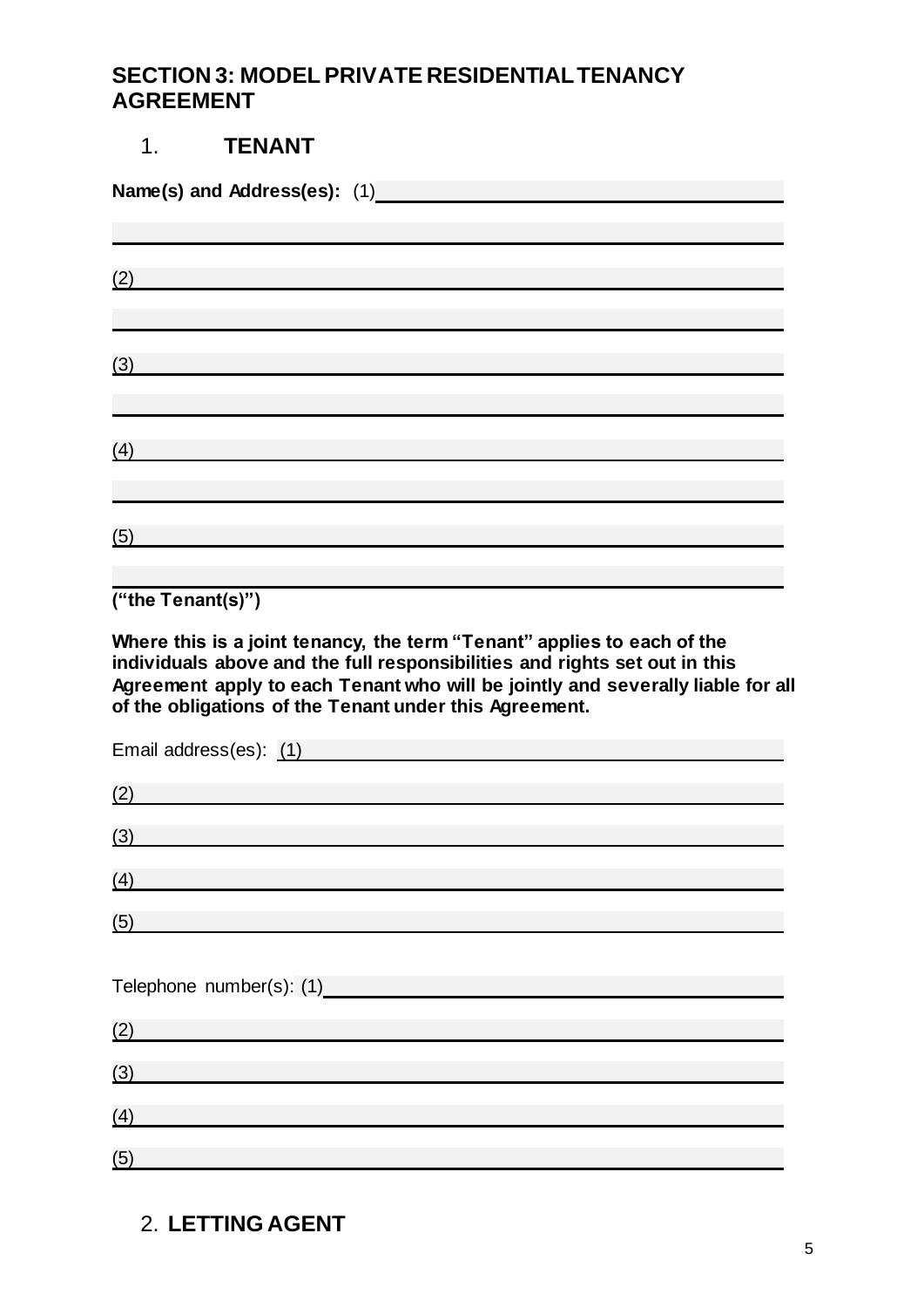## SECTION 3: MODEL PRIVATE RESIDENTIAL TENANCY AGREEMENT

### 1. TENANT

**Name(s) and Address(es):** (1) \_\_\_\_\_\_\_\_\_\_\_\_\_\_\_\_\_\_\_\_\_\_\_\_\_\_\_\_\_\_\_\_\_\_\_\_\_\_\_\_

\_\_\_\_\_\_\_\_\_\_\_\_\_\_\_\_\_\_\_\_\_\_\_\_\_\_\_\_\_\_\_\_\_\_\_\_\_\_\_\_\_\_\_\_\_\_\_\_\_\_\_\_\_\_\_\_\_\_\_\_\_\_\_\_\_\_\_\_

(2) \_\_\_\_\_\_\_\_\_\_\_\_\_\_\_\_\_\_\_\_\_\_\_\_\_\_\_\_\_\_\_\_\_\_\_\_\_\_\_\_\_\_\_\_\_\_\_\_\_\_\_\_\_\_\_\_\_\_\_\_\_\_\_\_\_

\_\_\_\_\_\_\_\_\_\_\_\_\_\_\_\_\_\_\_\_\_\_\_\_\_\_\_\_\_\_\_\_\_\_\_\_\_\_\_\_\_\_\_\_\_\_\_\_\_\_\_\_\_\_\_\_\_\_\_\_\_\_\_\_\_\_\_\_

(3) \_\_\_\_\_\_\_\_\_\_\_\_\_\_\_\_\_\_\_\_\_\_\_\_\_\_\_\_\_\_\_\_\_\_\_\_\_\_\_\_\_\_\_\_\_\_\_\_\_\_\_\_\_\_\_\_\_\_\_\_\_\_\_\_\_

\_\_\_\_\_\_\_\_\_\_\_\_\_\_\_\_\_\_\_\_\_\_\_\_\_\_\_\_\_\_\_\_\_\_\_\_\_\_\_\_\_\_\_\_\_\_\_\_\_\_\_\_\_\_\_\_\_\_\_\_\_\_\_\_\_\_\_\_

(4) \_\_\_\_\_\_\_\_\_\_\_\_\_\_\_\_\_\_\_\_\_\_\_\_\_\_\_\_\_\_\_\_\_\_\_\_\_\_\_\_\_\_\_\_\_\_\_\_\_\_\_\_\_\_\_\_\_\_\_\_\_\_\_\_\_

\_\_\_\_\_\_\_\_\_\_\_\_\_\_\_\_\_\_\_\_\_\_\_\_\_\_\_\_\_\_\_\_\_\_\_\_\_\_\_\_\_\_\_\_\_\_\_\_\_\_\_\_\_\_\_\_\_\_\_\_\_\_\_\_\_\_\_\_

(5) \_\_\_\_\_\_\_\_\_\_\_\_\_\_\_\_\_\_\_\_\_\_\_\_\_\_\_\_\_\_\_\_\_\_\_\_\_\_\_\_\_\_\_\_\_\_\_\_\_\_\_\_\_\_\_\_\_\_\_\_\_\_\_\_\_

\_\_\_\_\_\_\_\_\_\_\_\_\_\_\_\_\_\_\_\_\_\_\_\_\_\_\_\_\_\_\_\_\_\_\_\_\_\_\_\_\_\_\_\_\_\_\_\_\_\_\_\_\_\_\_\_\_\_\_\_\_\_\_\_\_\_\_\_

**("the Tenant(s)")**

**Where this is a joint tenancy, the term "Tenant" applies to each of the individuals above and the full responsibilities and rights set out in this Agreement apply to each Tenant who will be jointly and severally liable for all of the obligations of the Tenant under this Agreement.**

Email address(es): (1) \_\_\_\_\_\_\_\_\_\_\_\_\_\_\_\_\_\_\_\_\_\_\_\_\_\_\_\_\_\_\_\_\_\_\_\_\_\_\_\_\_\_\_\_\_\_

(2) \_\_\_\_\_\_\_\_\_\_\_\_\_\_\_\_\_\_\_\_\_\_\_\_\_\_\_\_\_\_\_\_\_\_\_\_\_\_\_\_\_\_\_\_\_\_\_\_\_\_\_\_\_\_\_\_\_\_\_\_\_\_\_\_\_

(3) \_\_\_\_\_\_\_\_\_\_\_\_\_\_\_\_\_\_\_\_\_\_\_\_\_\_\_\_\_\_\_\_\_\_\_\_\_\_\_\_\_\_\_\_\_\_\_\_\_\_\_\_\_\_\_\_\_\_\_\_\_\_\_\_\_

(4) \_\_\_\_\_\_\_\_\_\_\_\_\_\_\_\_\_\_\_\_\_\_\_\_\_\_\_\_\_\_\_\_\_\_\_\_\_\_\_\_\_\_\_\_\_\_\_\_\_\_\_\_\_\_\_\_\_\_\_\_\_\_\_\_\_

(5) \_\_\_\_\_\_\_\_\_\_\_\_\_\_\_\_\_\_\_\_\_\_\_\_\_\_\_\_\_\_\_\_\_\_\_\_\_\_\_\_\_\_\_\_\_\_\_\_\_\_\_\_\_\_\_\_\_\_\_\_\_\_\_\_\_

Telephone number(s): (1) \_\_\_\_\_\_\_\_\_\_\_\_\_\_\_\_\_\_\_\_\_\_\_\_\_\_\_\_\_\_\_\_\_\_\_\_\_\_\_\_\_\_\_\_

(2) \_\_\_\_\_\_\_\_\_\_\_\_\_\_\_\_\_\_\_\_\_\_\_\_\_\_\_\_\_\_\_\_\_\_\_\_\_\_\_\_\_\_\_\_\_\_\_\_\_\_\_\_\_\_\_\_\_\_\_\_\_\_\_\_\_

(3) \_\_\_\_\_\_\_\_\_\_\_\_\_\_\_\_\_\_\_\_\_\_\_\_\_\_\_\_\_\_\_\_\_\_\_\_\_\_\_\_\_\_\_\_\_\_\_\_\_\_\_\_\_\_\_\_\_\_\_\_\_\_\_\_\_

(4) \_\_\_\_\_\_\_\_\_\_\_\_\_\_\_\_\_\_\_\_\_\_\_\_\_\_\_\_\_\_\_\_\_\_\_\_\_\_\_\_\_\_\_\_\_\_\_\_\_\_\_\_\_\_\_\_\_\_\_\_\_\_\_\_\_

(5) \_\_\_\_\_\_\_\_\_\_\_\_\_\_\_\_\_\_\_\_\_\_\_\_\_\_\_\_\_\_\_\_\_\_\_\_\_\_\_\_\_\_\_\_\_\_\_\_\_\_\_\_\_\_\_\_\_\_\_\_\_\_\_\_\_

### 2. LETTING AGENT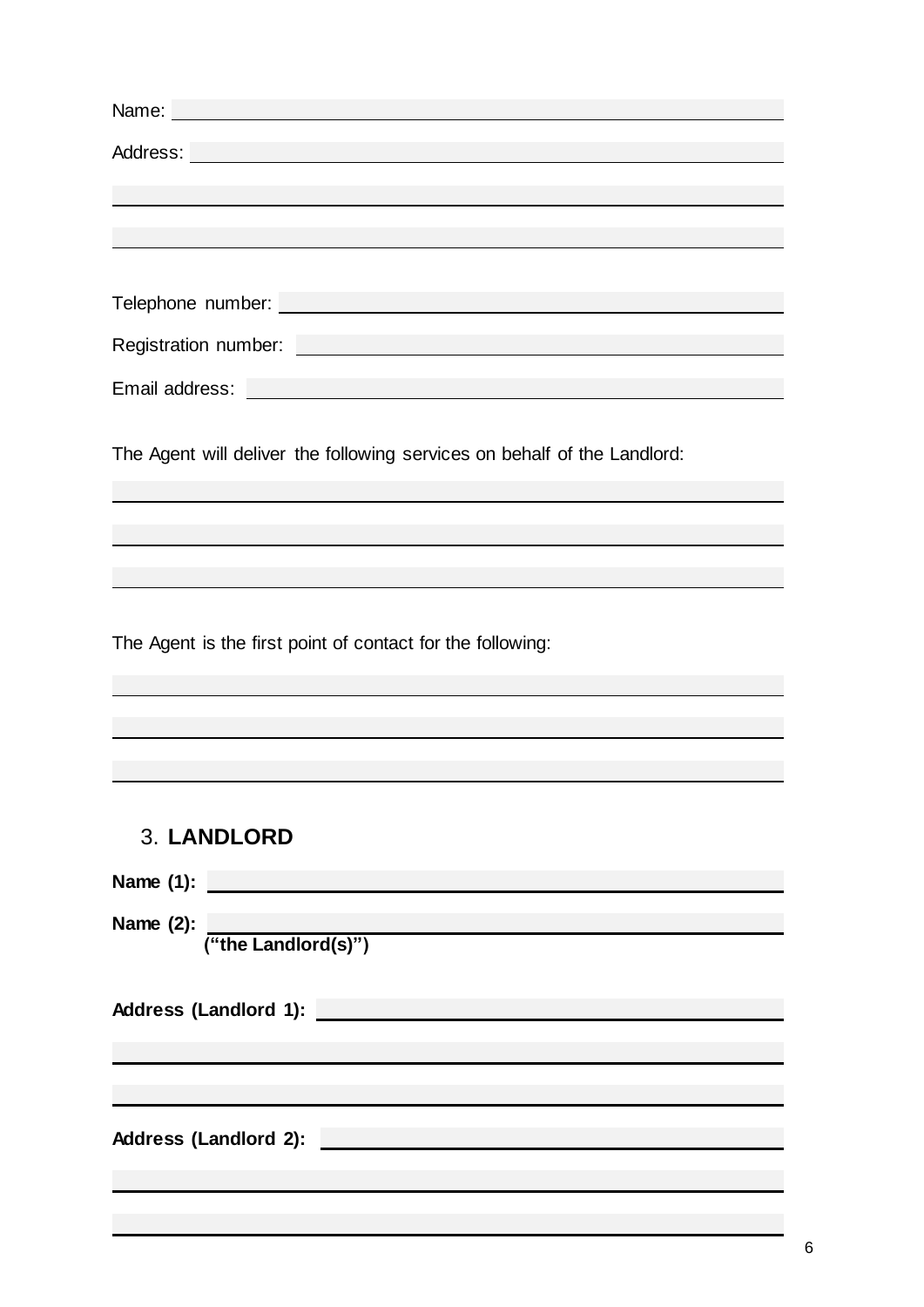Name: \_\_\_\_\_\_\_\_\_\_\_\_\_\_\_\_\_\_\_\_\_\_\_\_\_\_\_\_\_\_\_\_\_\_\_\_\_\_\_\_

Address: \_\_\_\_\_\_\_\_\_\_\_\_\_\_\_\_\_\_\_\_\_\_\_\_\_\_\_\_\_\_\_\_\_\_\_\_\_\_\_\_

\_\_\_\_\_\_\_\_\_\_\_\_\_\_\_\_\_\_\_\_\_\_\_\_\_\_\_\_\_\_\_\_\_\_\_\_\_\_\_\_\_\_\_\_\_\_\_\_

\_\_\_\_\_\_\_\_\_\_\_\_\_\_\_\_\_\_\_\_\_\_\_\_\_\_\_\_\_\_\_\_\_\_\_\_\_\_\_\_\_\_\_\_\_\_\_\_

Telephone number: \_\_\_\_\_\_\_\_\_\_\_\_\_\_\_\_\_\_\_\_\_\_\_\_\_\_\_\_\_\_\_\_\_\_

Registration number: \_\_\_\_\_\_\_\_\_\_\_\_\_\_\_\_\_\_\_\_\_\_\_\_\_\_\_\_\_\_\_\_

Email address: \_\_\_\_\_\_\_\_\_\_\_\_\_\_\_\_\_\_\_\_\_\_\_\_\_\_\_\_\_\_\_\_\_\_\_\_

The Agent will deliver the following services on behalf of the Landlord:

\_\_\_\_\_\_\_\_\_\_\_\_\_\_\_\_\_\_\_\_\_\_\_\_\_\_\_\_\_\_\_\_\_\_\_\_\_\_\_\_\_\_\_\_\_\_\_\_

\_\_\_\_\_\_\_\_\_\_\_\_\_\_\_\_\_\_\_\_\_\_\_\_\_\_\_\_\_\_\_\_\_\_\_\_\_\_\_\_\_\_\_\_\_\_\_\_

\_\_\_\_\_\_\_\_\_\_\_\_\_\_\_\_\_\_\_\_\_\_\_\_\_\_\_\_\_\_\_\_\_\_\_\_\_\_\_\_\_\_\_\_\_\_\_\_

The Agent is the first point of contact for the following:

\_\_\_\_\_\_\_\_\_\_\_\_\_\_\_\_\_\_\_\_\_\_\_\_\_\_\_\_\_\_\_\_\_\_\_\_\_\_\_\_\_\_\_\_\_\_\_\_

\_\_\_\_\_\_\_\_\_\_\_\_\_\_\_\_\_\_\_\_\_\_\_\_\_\_\_\_\_\_\_\_\_\_\_\_\_\_\_\_\_\_\_\_\_\_\_\_

\_\_\_\_\_\_\_\_\_\_\_\_\_\_\_\_\_\_\_\_\_\_\_\_\_\_\_\_\_\_\_\_\_\_\_\_\_\_\_\_\_\_\_\_\_\_\_\_

## 3. LANDLORD

**Name (1):** \_\_\_\_\_\_\_\_\_\_\_\_\_\_\_\_\_\_\_\_\_\_\_\_\_\_\_\_\_\_\_\_\_\_\_\_\_\_\_\_

**Name (2):** \_\_\_\_\_\_\_\_\_\_\_\_\_\_\_\_\_\_\_\_\_\_\_\_\_\_\_\_\_\_\_\_\_\_\_\_\_\_\_\_
**("the Landlord(s)")**

**Address (Landlord 1):** \_\_\_\_\_\_\_\_\_\_\_\_\_\_\_\_\_\_\_\_\_\_\_\_\_\_\_\_\_\_\_\_

\_\_\_\_\_\_\_\_\_\_\_\_\_\_\_\_\_\_\_\_\_\_\_\_\_\_\_\_\_\_\_\_\_\_\_\_\_\_\_\_\_\_\_\_\_\_\_\_

\_\_\_\_\_\_\_\_\_\_\_\_\_\_\_\_\_\_\_\_\_\_\_\_\_\_\_\_\_\_\_\_\_\_\_\_\_\_\_\_\_\_\_\_\_\_\_\_

**Address (Landlord 2):** \_\_\_\_\_\_\_\_\_\_\_\_\_\_\_\_\_\_\_\_\_\_\_\_\_\_\_\_\_\_\_\_

\_\_\_\_\_\_\_\_\_\_\_\_\_\_\_\_\_\_\_\_\_\_\_\_\_\_\_\_\_\_\_\_\_\_\_\_\_\_\_\_\_\_\_\_\_\_\_\_

\_\_\_\_\_\_\_\_\_\_\_\_\_\_\_\_\_\_\_\_\_\_\_\_\_\_\_\_\_\_\_\_\_\_\_\_\_\_\_\_\_\_\_\_\_\_\_\_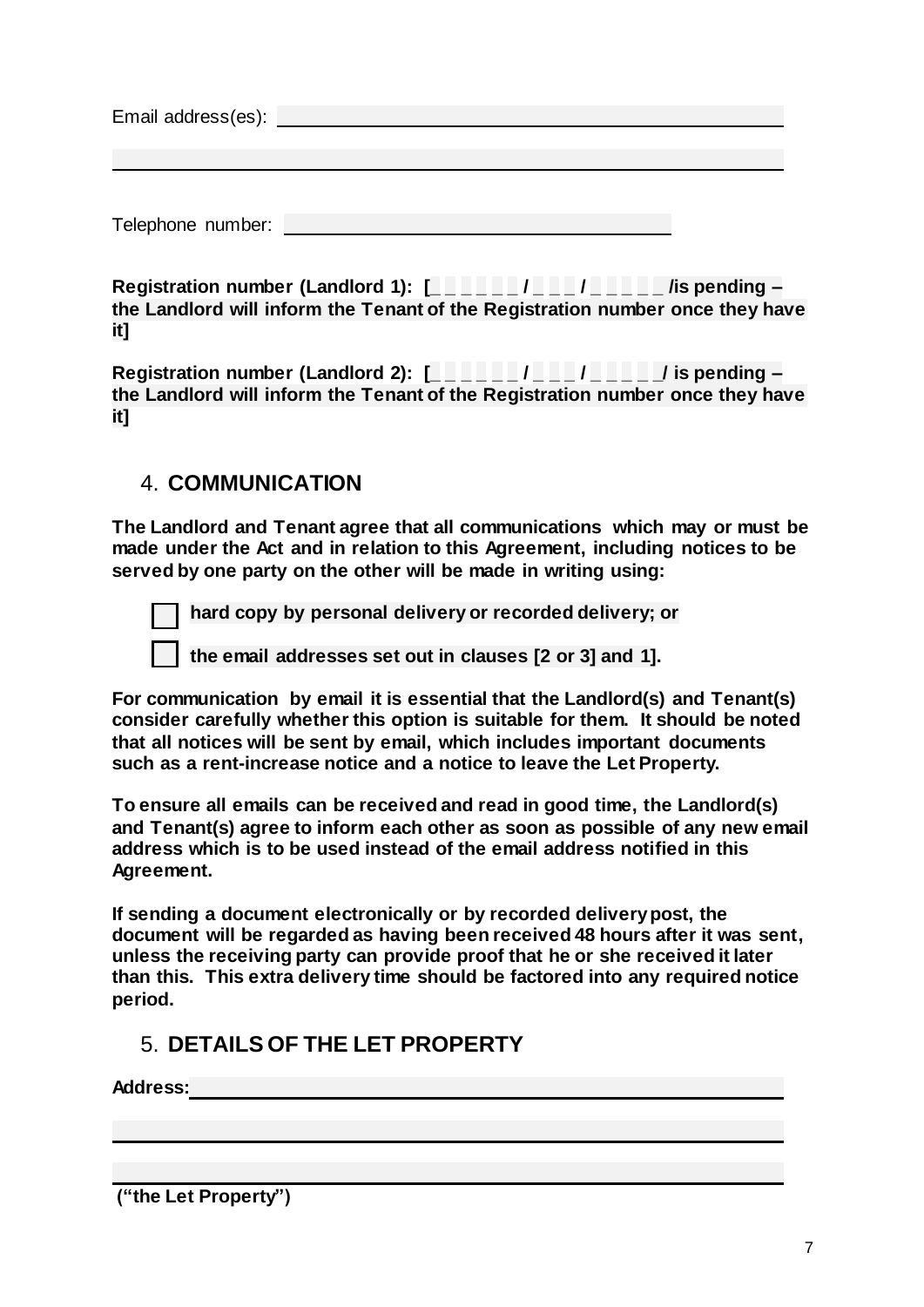Email address(es): ______________________________________________

______________________________________________

Telephone number: ______________________________

**Registration number (Landlord 1): [_ _ _ _ _ _ / _ _ _ / _ _ _ _ _ /is pending – the Landlord will inform the Tenant of the Registration number once they have it]**

**Registration number (Landlord 2): [_ _ _ _ _ _ / _ _ _ / _ _ _ _ _/ is pending – the Landlord will inform the Tenant of the Registration number once they have it]**

## 4. COMMUNICATION

**The Landlord and Tenant agree that all communications which may or must be made under the Act and in relation to this Agreement, including notices to be served by one party on the other will be made in writing using:**

- ☐ **hard copy by personal delivery or recorded delivery; or**
- ☐ **the email addresses set out in clauses [2 or 3] and 1].**

**For communication by email it is essential that the Landlord(s) and Tenant(s) consider carefully whether this option is suitable for them. It should be noted that all notices will be sent by email, which includes important documents such as a rent-increase notice and a notice to leave the Let Property.**

**To ensure all emails can be received and read in good time, the Landlord(s) and Tenant(s) agree to inform each other as soon as possible of any new email address which is to be used instead of the email address notified in this Agreement.**

**If sending a document electronically or by recorded delivery post, the document will be regarded as having been received 48 hours after it was sent, unless the receiving party can provide proof that he or she received it later than this. This extra delivery time should be factored into any required notice period.**

## 5. DETAILS OF THE LET PROPERTY

**Address:**______________________________________________

______________________________________________

______________________________________________

**("the Let Property")**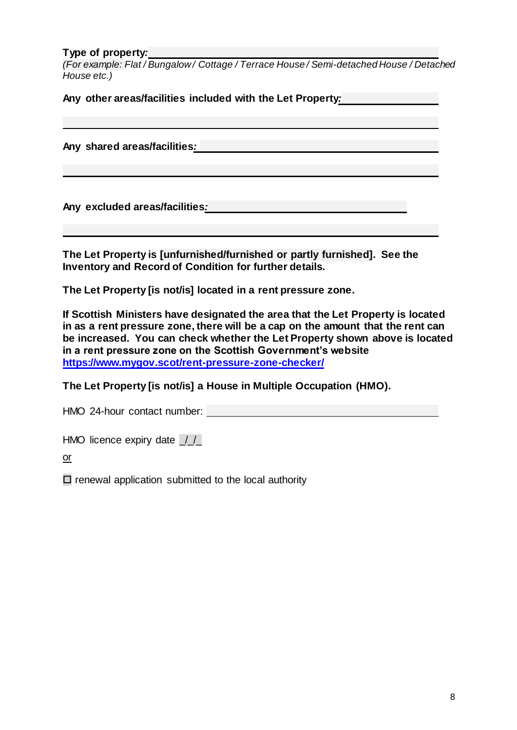**Type of property:** \_\_\_\_\_\_\_\_\_\_\_\_\_\_\_\_\_\_\_\_\_\_\_\_\_\_\_\_\_\_\_\_\_\_\_\_\_\_\_\_
*(For example: Flat / Bungalow / Cottage / Terrace House / Semi-detached House / Detached House etc.)*

**Any other areas/facilities included with the Let Property:** \_\_\_\_\_\_\_\_\_\_\_\_\_\_\_\_\_\_\_\_

\_\_\_\_\_\_\_\_\_\_\_\_\_\_\_\_\_\_\_\_\_\_\_\_\_\_\_\_\_\_\_\_\_\_\_\_\_\_\_\_\_\_\_\_\_\_\_\_\_\_\_\_\_\_\_\_\_\_\_\_

**Any shared areas/facilities:** \_\_\_\_\_\_\_\_\_\_\_\_\_\_\_\_\_\_\_\_\_\_\_\_\_\_\_\_\_\_\_\_\_\_\_\_\_\_\_

\_\_\_\_\_\_\_\_\_\_\_\_\_\_\_\_\_\_\_\_\_\_\_\_\_\_\_\_\_\_\_\_\_\_\_\_\_\_\_\_\_\_\_\_\_\_\_\_\_\_\_\_\_\_\_\_\_\_\_\_

**Any excluded areas/facilities:** \_\_\_\_\_\_\_\_\_\_\_\_\_\_\_\_\_\_\_\_\_\_\_\_\_\_\_\_\_\_\_\_\_

\_\_\_\_\_\_\_\_\_\_\_\_\_\_\_\_\_\_\_\_\_\_\_\_\_\_\_\_\_\_\_\_\_\_\_\_\_\_\_\_\_\_\_\_\_\_\_\_\_\_\_\_\_\_\_\_\_\_\_\_

**The Let Property is [unfurnished/furnished or partly furnished]. See the Inventory and Record of Condition for further details.**

**The Let Property [is not/is] located in a rent pressure zone.**

**If Scottish Ministers have designated the area that the Let Property is located in as a rent pressure zone, there will be a cap on the amount that the rent can be increased. You can check whether the Let Property shown above is located in a rent pressure zone on the Scottish Government's website [https://www.mygov.scot/rent-pressure-zone-checker/](https://www.mygov.scot/rent-pressure-zone-checker/)**

**The Let Property [is not/is] a House in Multiple Occupation (HMO).**

HMO 24-hour contact number: \_\_\_\_\_\_\_\_\_\_\_\_\_\_\_\_\_\_\_\_\_\_\_\_\_\_\_\_\_\_\_\_\_\_\_\_

HMO licence expiry date \_/\_/\_

or

☐ renewal application submitted to the local authority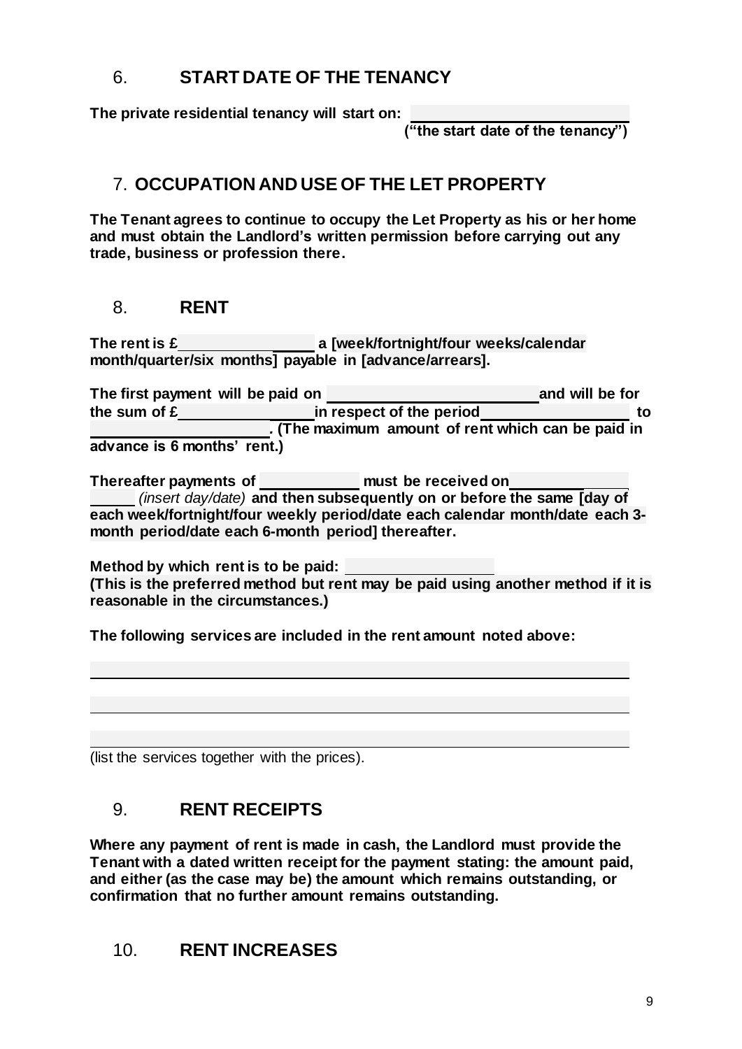## 6. START DATE OF THE TENANCY

**The private residential tenancy will start on: \_\_\_\_\_\_\_\_\_\_\_\_\_\_\_\_\_\_\_\_\_\_\_\_\_\_ ("the start date of the tenancy")**

## 7. OCCUPATION AND USE OF THE LET PROPERTY

**The Tenant agrees to continue to occupy the Let Property as his or her home and must obtain the Landlord's written permission before carrying out any trade, business or profession there.**

## 8. RENT

**The rent is £\_\_\_\_\_\_\_\_\_\_\_\_\_\_\_\_ a [week/fortnight/four weeks/calendar month/quarter/six months] payable in [advance/arrears].**

**The first payment will be paid on \_\_\_\_\_\_\_\_\_\_\_\_\_\_\_\_\_\_\_\_\_\_\_\_\_ and will be for the sum of £\_\_\_\_\_\_\_\_\_\_\_\_\_\_\_\_ in respect of the period \_\_\_\_\_\_\_\_\_\_\_\_\_\_\_\_\_\_ to \_\_\_\_\_\_\_\_\_\_\_\_\_\_\_\_\_\_\_\_. (The maximum amount of rent which can be paid in advance is 6 months' rent.)**

**Thereafter payments of \_\_\_\_\_\_\_\_\_\_\_\_ must be received on \_\_\_\_\_\_\_\_\_\_\_\_\_\_\_** *(insert day/date)* **and then subsequently on or before the same [day of each week/fortnight/four weekly period/date each calendar month/date each 3-month period/date each 6-month period] thereafter.**

**Method by which rent is to be paid: \_\_\_\_\_\_\_\_\_\_\_\_\_\_\_\_\_\_**
**(This is the preferred method but rent may be paid using another method if it is reasonable in the circumstances.)**

**The following services are included in the rent amount noted above:**

\_\_\_\_\_\_\_\_\_\_\_\_\_\_\_\_\_\_\_\_\_\_\_\_\_\_\_\_\_\_\_\_\_\_\_\_\_\_\_\_\_\_\_\_\_\_\_\_\_\_\_\_\_\_\_\_\_\_\_\_\_\_\_\_

\_\_\_\_\_\_\_\_\_\_\_\_\_\_\_\_\_\_\_\_\_\_\_\_\_\_\_\_\_\_\_\_\_\_\_\_\_\_\_\_\_\_\_\_\_\_\_\_\_\_\_\_\_\_\_\_\_\_\_\_\_\_\_\_

\_\_\_\_\_\_\_\_\_\_\_\_\_\_\_\_\_\_\_\_\_\_\_\_\_\_\_\_\_\_\_\_\_\_\_\_\_\_\_\_\_\_\_\_\_\_\_\_\_\_\_\_\_\_\_\_\_\_\_\_\_\_\_\_

(list the services together with the prices).

## 9. RENT RECEIPTS

**Where any payment of rent is made in cash, the Landlord must provide the Tenant with a dated written receipt for the payment stating: the amount paid, and either (as the case may be) the amount which remains outstanding, or confirmation that no further amount remains outstanding.**

## 10. RENT INCREASES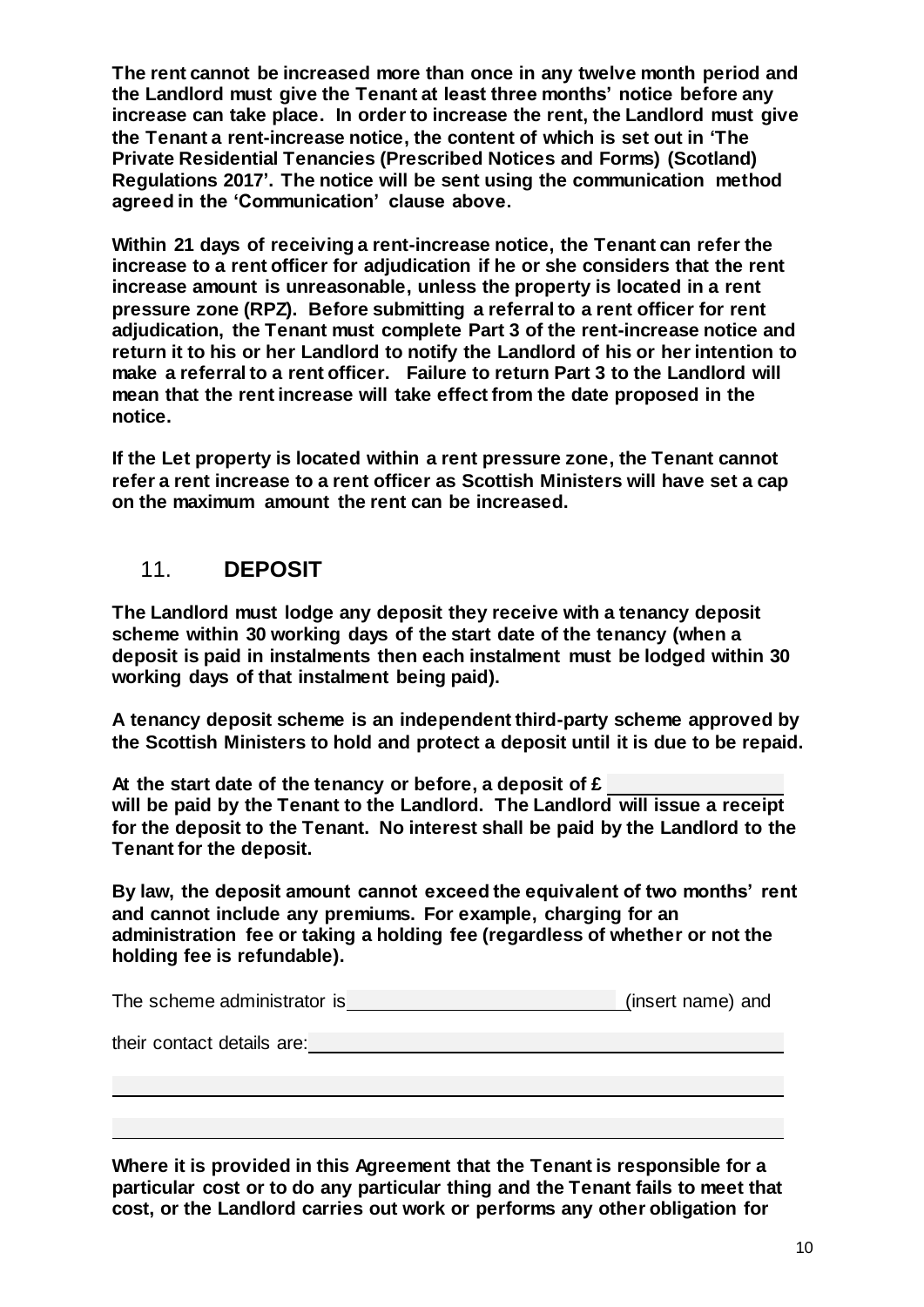**The rent cannot be increased more than once in any twelve month period and the Landlord must give the Tenant at least three months' notice before any increase can take place. In order to increase the rent, the Landlord must give the Tenant a rent-increase notice, the content of which is set out in 'The Private Residential Tenancies (Prescribed Notices and Forms) (Scotland) Regulations 2017'. The notice will be sent using the communication method agreed in the 'Communication' clause above.**

**Within 21 days of receiving a rent-increase notice, the Tenant can refer the increase to a rent officer for adjudication if he or she considers that the rent increase amount is unreasonable, unless the property is located in a rent pressure zone (RPZ). Before submitting a referral to a rent officer for rent adjudication, the Tenant must complete Part 3 of the rent-increase notice and return it to his or her Landlord to notify the Landlord of his or her intention to make a referral to a rent officer. Failure to return Part 3 to the Landlord will mean that the rent increase will take effect from the date proposed in the notice.**

**If the Let property is located within a rent pressure zone, the Tenant cannot refer a rent increase to a rent officer as Scottish Ministers will have set a cap on the maximum amount the rent can be increased.**

## 11. DEPOSIT

**The Landlord must lodge any deposit they receive with a tenancy deposit scheme within 30 working days of the start date of the tenancy (when a deposit is paid in instalments then each instalment must be lodged within 30 working days of that instalment being paid).**

**A tenancy deposit scheme is an independent third-party scheme approved by the Scottish Ministers to hold and protect a deposit until it is due to be repaid.**

**At the start date of the tenancy or before, a deposit of £ \_\_\_\_\_\_\_\_\_\_\_\_\_\_\_\_ will be paid by the Tenant to the Landlord. The Landlord will issue a receipt for the deposit to the Tenant. No interest shall be paid by the Landlord to the Tenant for the deposit.**

**By law, the deposit amount cannot exceed the equivalent of two months' rent and cannot include any premiums. For example, charging for an administration fee or taking a holding fee (regardless of whether or not the holding fee is refundable).**

The scheme administrator is \_\_\_\_\_\_\_\_\_\_\_\_\_\_\_\_\_\_\_\_\_\_\_\_\_\_\_ (insert name) and

their contact details are: \_\_\_\_\_\_\_\_\_\_\_\_\_\_\_\_\_\_\_\_\_\_\_\_\_\_\_\_\_\_\_\_\_\_\_\_\_\_\_\_\_\_\_\_\_\_

\_\_\_\_\_\_\_\_\_\_\_\_\_\_\_\_\_\_\_\_\_\_\_\_\_\_\_\_\_\_\_\_\_\_\_\_\_\_\_\_\_\_\_\_\_\_\_\_\_\_\_\_\_\_\_\_\_\_\_\_\_\_\_\_\_\_\_\_

\_\_\_\_\_\_\_\_\_\_\_\_\_\_\_\_\_\_\_\_\_\_\_\_\_\_\_\_\_\_\_\_\_\_\_\_\_\_\_\_\_\_\_\_\_\_\_\_\_\_\_\_\_\_\_\_\_\_\_\_\_\_\_\_\_\_\_\_

**Where it is provided in this Agreement that the Tenant is responsible for a particular cost or to do any particular thing and the Tenant fails to meet that cost, or the Landlord carries out work or performs any other obligation for**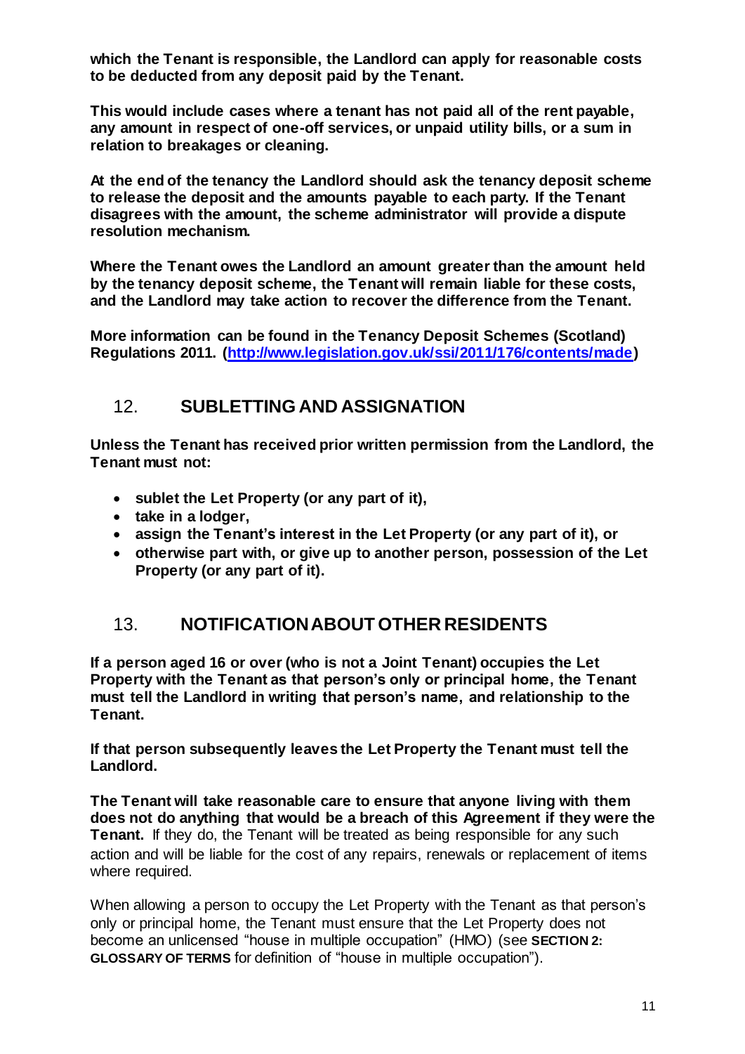**which the Tenant is responsible, the Landlord can apply for reasonable costs to be deducted from any deposit paid by the Tenant.**

**This would include cases where a tenant has not paid all of the rent payable, any amount in respect of one-off services, or unpaid utility bills, or a sum in relation to breakages or cleaning.**

**At the end of the tenancy the Landlord should ask the tenancy deposit scheme to release the deposit and the amounts payable to each party. If the Tenant disagrees with the amount, the scheme administrator will provide a dispute resolution mechanism.**

**Where the Tenant owes the Landlord an amount greater than the amount held by the tenancy deposit scheme, the Tenant will remain liable for these costs, and the Landlord may take action to recover the difference from the Tenant.**

**More information can be found in the Tenancy Deposit Schemes (Scotland) Regulations 2011. ([http://www.legislation.gov.uk/ssi/2011/176/contents/made](http://www.legislation.gov.uk/ssi/2011/176/contents/made))**

## 12. SUBLETTING AND ASSIGNATION

**Unless the Tenant has received prior written permission from the Landlord, the Tenant must not:**

- **sublet the Let Property (or any part of it),**
- **take in a lodger,**
- **assign the Tenant's interest in the Let Property (or any part of it), or**
- **otherwise part with, or give up to another person, possession of the Let Property (or any part of it).**

## 13. NOTIFICATION ABOUT OTHER RESIDENTS

**If a person aged 16 or over (who is not a Joint Tenant) occupies the Let Property with the Tenant as that person's only or principal home, the Tenant must tell the Landlord in writing that person's name, and relationship to the Tenant.**

**If that person subsequently leaves the Let Property the Tenant must tell the Landlord.**

**The Tenant will take reasonable care to ensure that anyone living with them does not do anything that would be a breach of this Agreement if they were the Tenant.** If they do, the Tenant will be treated as being responsible for any such action and will be liable for the cost of any repairs, renewals or replacement of items where required.

When allowing a person to occupy the Let Property with the Tenant as that person's only or principal home, the Tenant must ensure that the Let Property does not become an unlicensed "house in multiple occupation" (HMO) (see **SECTION 2: GLOSSARY OF TERMS** for definition of "house in multiple occupation").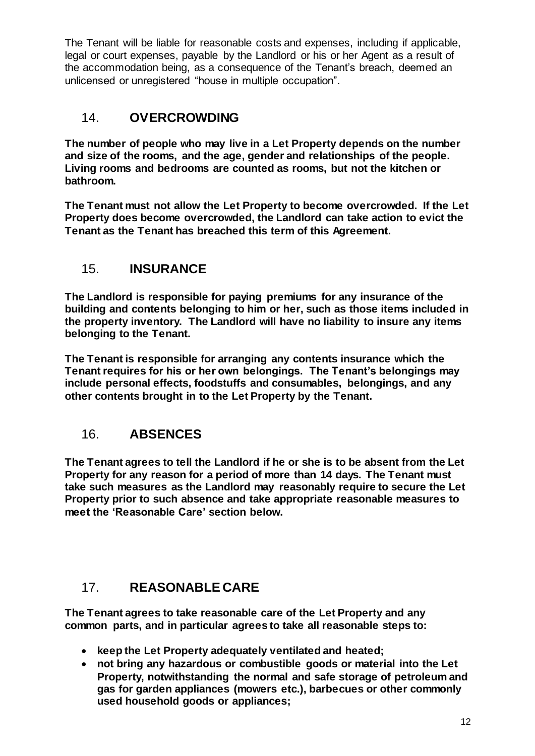The Tenant will be liable for reasonable costs and expenses, including if applicable, legal or court expenses, payable by the Landlord or his or her Agent as a result of the accommodation being, as a consequence of the Tenant's breach, deemed an unlicensed or unregistered "house in multiple occupation".

## 14. OVERCROWDING

**The number of people who may live in a Let Property depends on the number and size of the rooms, and the age, gender and relationships of the people. Living rooms and bedrooms are counted as rooms, but not the kitchen or bathroom.**

**The Tenant must not allow the Let Property to become overcrowded. If the Let Property does become overcrowded, the Landlord can take action to evict the Tenant as the Tenant has breached this term of this Agreement.**

## 15. INSURANCE

**The Landlord is responsible for paying premiums for any insurance of the building and contents belonging to him or her, such as those items included in the property inventory. The Landlord will have no liability to insure any items belonging to the Tenant.**

**The Tenant is responsible for arranging any contents insurance which the Tenant requires for his or her own belongings. The Tenant's belongings may include personal effects, foodstuffs and consumables, belongings, and any other contents brought in to the Let Property by the Tenant.**

## 16. ABSENCES

**The Tenant agrees to tell the Landlord if he or she is to be absent from the Let Property for any reason for a period of more than 14 days. The Tenant must take such measures as the Landlord may reasonably require to secure the Let Property prior to such absence and take appropriate reasonable measures to meet the 'Reasonable Care' section below.**

## 17. REASONABLE CARE

**The Tenant agrees to take reasonable care of the Let Property and any common parts, and in particular agrees to take all reasonable steps to:**

- **keep the Let Property adequately ventilated and heated;**
- **not bring any hazardous or combustible goods or material into the Let Property, notwithstanding the normal and safe storage of petroleum and gas for garden appliances (mowers etc.), barbecues or other commonly used household goods or appliances;**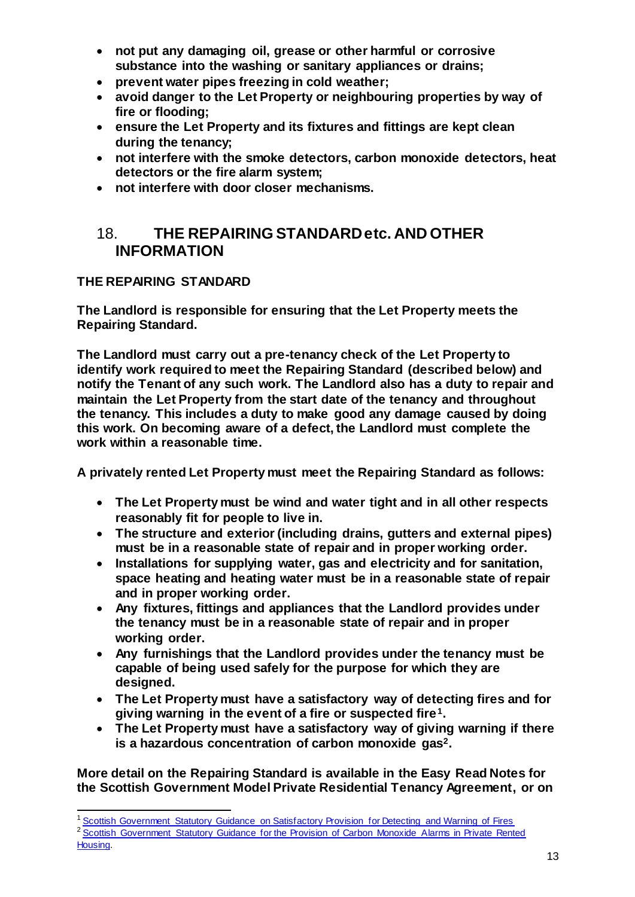- **not put any damaging oil, grease or other harmful or corrosive substance into the washing or sanitary appliances or drains;**
- **prevent water pipes freezing in cold weather;**
- **avoid danger to the Let Property or neighbouring properties by way of fire or flooding;**
- **ensure the Let Property and its fixtures and fittings are kept clean during the tenancy;**
- **not interfere with the smoke detectors, carbon monoxide detectors, heat detectors or the fire alarm system;**
- **not interfere with door closer mechanisms.**

## 18. THE REPAIRING STANDARD etc. AND OTHER INFORMATION

**THE REPAIRING STANDARD**

**The Landlord is responsible for ensuring that the Let Property meets the Repairing Standard.**

**The Landlord must carry out a pre-tenancy check of the Let Property to identify work required to meet the Repairing Standard (described below) and notify the Tenant of any such work. The Landlord also has a duty to repair and maintain the Let Property from the start date of the tenancy and throughout the tenancy. This includes a duty to make good any damage caused by doing this work. On becoming aware of a defect, the Landlord must complete the work within a reasonable time.**

**A privately rented Let Property must meet the Repairing Standard as follows:**

- **The Let Property must be wind and water tight and in all other respects reasonably fit for people to live in.**
- **The structure and exterior (including drains, gutters and external pipes) must be in a reasonable state of repair and in proper working order.**
- **Installations for supplying water, gas and electricity and for sanitation, space heating and heating water must be in a reasonable state of repair and in proper working order.**
- **Any fixtures, fittings and appliances that the Landlord provides under the tenancy must be in a reasonable state of repair and in proper working order.**
- **Any furnishings that the Landlord provides under the tenancy must be capable of being used safely for the purpose for which they are designed.**
- **The Let Property must have a satisfactory way of detecting fires and for giving warning in the event of a fire or suspected fire[1].**
- **The Let Property must have a satisfactory way of giving warning if there is a hazardous concentration of carbon monoxide gas[2].**

**More detail on the Repairing Standard is available in the Easy Read Notes for the Scottish Government Model Private Residential Tenancy Agreement, or on**

[1] Scottish Government Statutory Guidance on Satisfactory Provision for Detecting and Warning of Fires

[2] Scottish Government Statutory Guidance for the Provision of Carbon Monoxide Alarms in Private Rented Housing.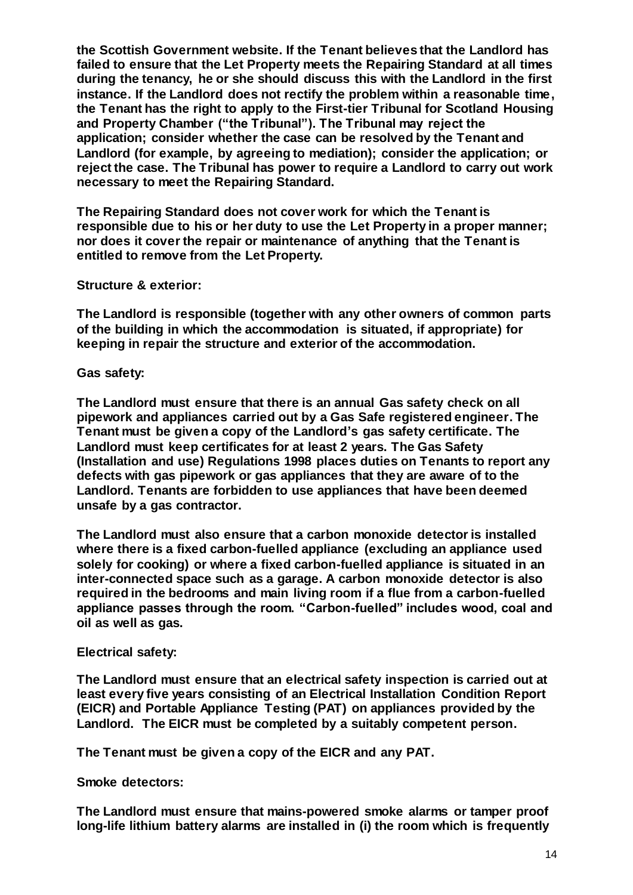**the Scottish Government website. If the Tenant believes that the Landlord has failed to ensure that the Let Property meets the Repairing Standard at all times during the tenancy, he or she should discuss this with the Landlord in the first instance. If the Landlord does not rectify the problem within a reasonable time, the Tenant has the right to apply to the First-tier Tribunal for Scotland Housing and Property Chamber ("the Tribunal"). The Tribunal may reject the application; consider whether the case can be resolved by the Tenant and Landlord (for example, by agreeing to mediation); consider the application; or reject the case. The Tribunal has power to require a Landlord to carry out work necessary to meet the Repairing Standard.**

**The Repairing Standard does not cover work for which the Tenant is responsible due to his or her duty to use the Let Property in a proper manner; nor does it cover the repair or maintenance of anything that the Tenant is entitled to remove from the Let Property.**

**Structure & exterior:**

**The Landlord is responsible (together with any other owners of common parts of the building in which the accommodation is situated, if appropriate) for keeping in repair the structure and exterior of the accommodation.**

**Gas safety:**

**The Landlord must ensure that there is an annual Gas safety check on all pipework and appliances carried out by a Gas Safe registered engineer. The Tenant must be given a copy of the Landlord's gas safety certificate. The Landlord must keep certificates for at least 2 years. The Gas Safety (Installation and use) Regulations 1998 places duties on Tenants to report any defects with gas pipework or gas appliances that they are aware of to the Landlord. Tenants are forbidden to use appliances that have been deemed unsafe by a gas contractor.**

**The Landlord must also ensure that a carbon monoxide detector is installed where there is a fixed carbon-fuelled appliance (excluding an appliance used solely for cooking) or where a fixed carbon-fuelled appliance is situated in an inter-connected space such as a garage. A carbon monoxide detector is also required in the bedrooms and main living room if a flue from a carbon-fuelled appliance passes through the room. "Carbon-fuelled" includes wood, coal and oil as well as gas.**

**Electrical safety:**

**The Landlord must ensure that an electrical safety inspection is carried out at least every five years consisting of an Electrical Installation Condition Report (EICR) and Portable Appliance Testing (PAT) on appliances provided by the Landlord. The EICR must be completed by a suitably competent person.**

**The Tenant must be given a copy of the EICR and any PAT.**

**Smoke detectors:**

**The Landlord must ensure that mains-powered smoke alarms or tamper proof long-life lithium battery alarms are installed in (i) the room which is frequently**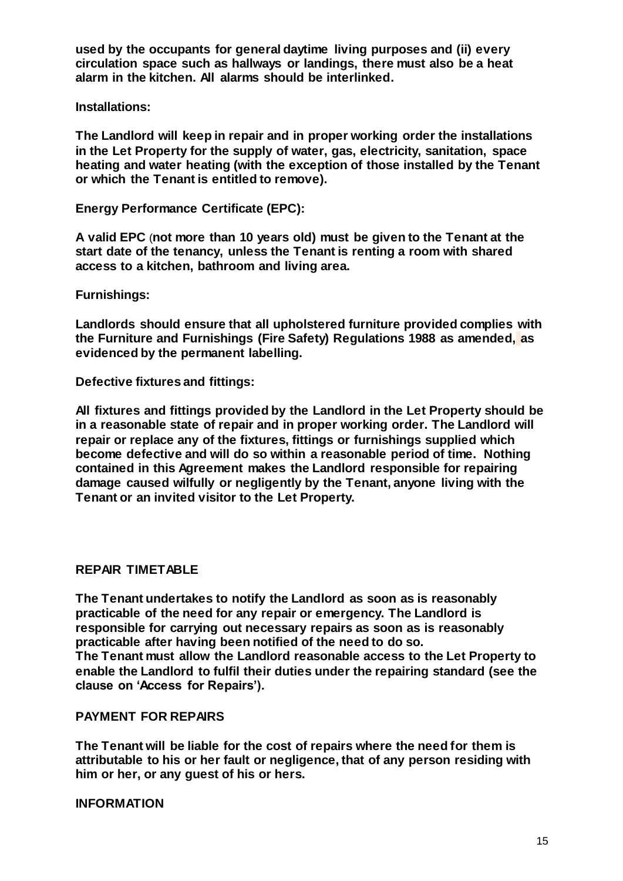**used by the occupants for general daytime living purposes and (ii) every circulation space such as hallways or landings, there must also be a heat alarm in the kitchen. All alarms should be interlinked.**

**Installations:**

**The Landlord will keep in repair and in proper working order the installations in the Let Property for the supply of water, gas, electricity, sanitation, space heating and water heating (with the exception of those installed by the Tenant or which the Tenant is entitled to remove).**

**Energy Performance Certificate (EPC):**

**A valid EPC (not more than 10 years old) must be given to the Tenant at the start date of the tenancy, unless the Tenant is renting a room with shared access to a kitchen, bathroom and living area.**

**Furnishings:**

**Landlords should ensure that all upholstered furniture provided complies with the Furniture and Furnishings (Fire Safety) Regulations 1988 as amended, as evidenced by the permanent labelling.**

**Defective fixtures and fittings:**

**All fixtures and fittings provided by the Landlord in the Let Property should be in a reasonable state of repair and in proper working order. The Landlord will repair or replace any of the fixtures, fittings or furnishings supplied which become defective and will do so within a reasonable period of time. Nothing contained in this Agreement makes the Landlord responsible for repairing damage caused wilfully or negligently by the Tenant, anyone living with the Tenant or an invited visitor to the Let Property.**

## REPAIR TIMETABLE

**The Tenant undertakes to notify the Landlord as soon as is reasonably practicable of the need for any repair or emergency. The Landlord is responsible for carrying out necessary repairs as soon as is reasonably practicable after having been notified of the need to do so.**
**The Tenant must allow the Landlord reasonable access to the Let Property to enable the Landlord to fulfil their duties under the repairing standard (see the clause on 'Access for Repairs').**

## PAYMENT FOR REPAIRS

**The Tenant will be liable for the cost of repairs where the need for them is attributable to his or her fault or negligence, that of any person residing with him or her, or any guest of his or hers.**

## INFORMATION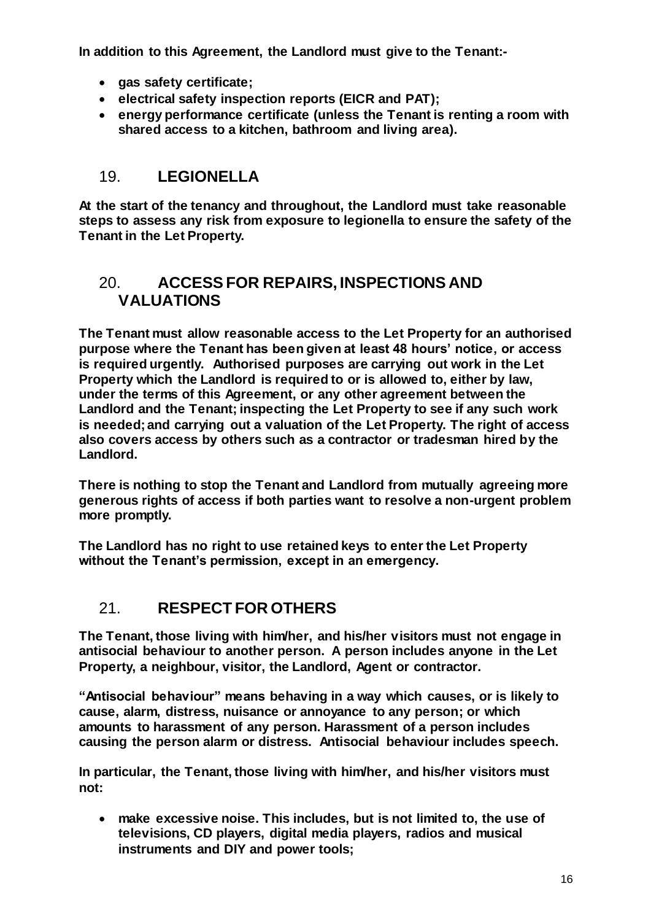**In addition to this Agreement, the Landlord must give to the Tenant:-**

- **gas safety certificate;**
- **electrical safety inspection reports (EICR and PAT);**
- **energy performance certificate (unless the Tenant is renting a room with shared access to a kitchen, bathroom and living area).**

## 19. LEGIONELLA

**At the start of the tenancy and throughout, the Landlord must take reasonable steps to assess any risk from exposure to legionella to ensure the safety of the Tenant in the Let Property.**

## 20. ACCESS FOR REPAIRS, INSPECTIONS AND VALUATIONS

**The Tenant must allow reasonable access to the Let Property for an authorised purpose where the Tenant has been given at least 48 hours' notice, or access is required urgently. Authorised purposes are carrying out work in the Let Property which the Landlord is required to or is allowed to, either by law, under the terms of this Agreement, or any other agreement between the Landlord and the Tenant; inspecting the Let Property to see if any such work is needed; and carrying out a valuation of the Let Property. The right of access also covers access by others such as a contractor or tradesman hired by the Landlord.**

**There is nothing to stop the Tenant and Landlord from mutually agreeing more generous rights of access if both parties want to resolve a non-urgent problem more promptly.**

**The Landlord has no right to use retained keys to enter the Let Property without the Tenant's permission, except in an emergency.**

## 21. RESPECT FOR OTHERS

**The Tenant, those living with him/her, and his/her visitors must not engage in antisocial behaviour to another person. A person includes anyone in the Let Property, a neighbour, visitor, the Landlord, Agent or contractor.**

**"Antisocial behaviour" means behaving in a way which causes, or is likely to cause, alarm, distress, nuisance or annoyance to any person; or which amounts to harassment of any person. Harassment of a person includes causing the person alarm or distress. Antisocial behaviour includes speech.**

**In particular, the Tenant, those living with him/her, and his/her visitors must not:**

- **make excessive noise. This includes, but is not limited to, the use of televisions, CD players, digital media players, radios and musical instruments and DIY and power tools;**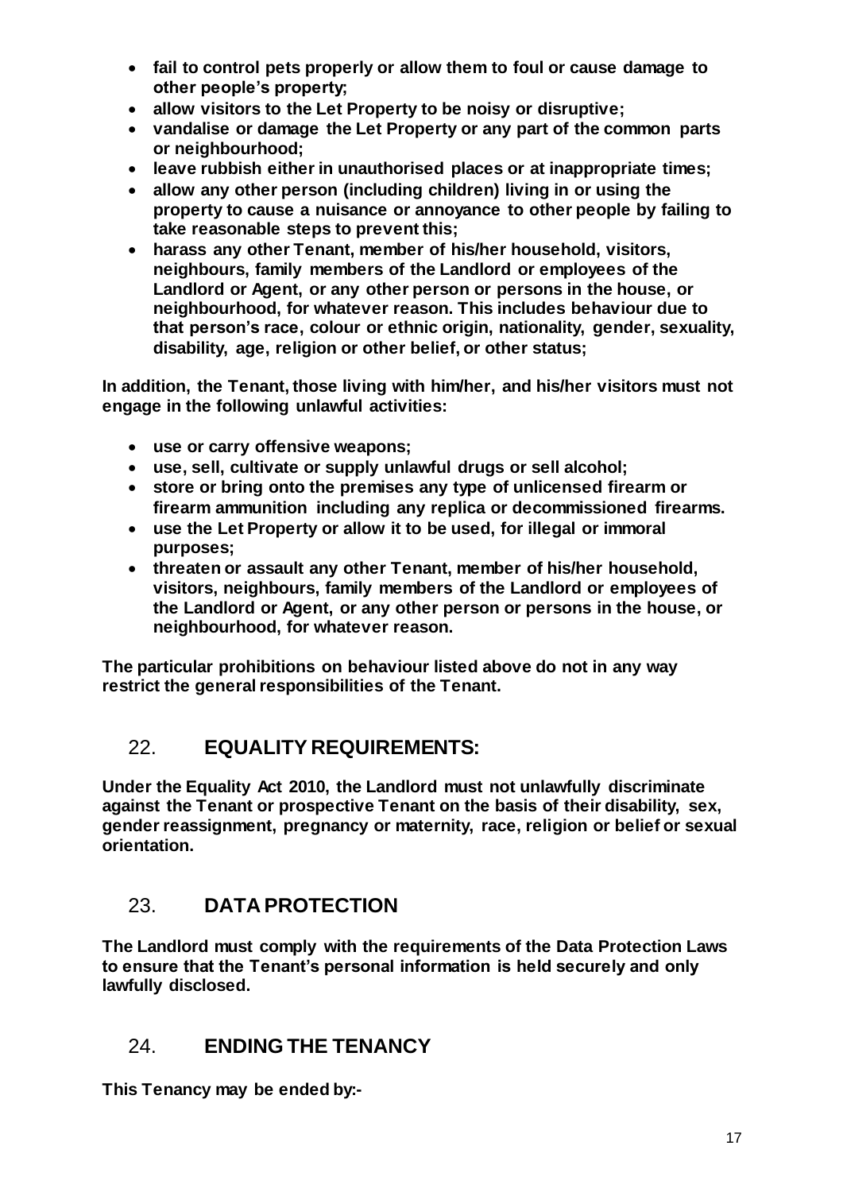- **fail to control pets properly or allow them to foul or cause damage to other people's property;**
- **allow visitors to the Let Property to be noisy or disruptive;**
- **vandalise or damage the Let Property or any part of the common parts or neighbourhood;**
- **leave rubbish either in unauthorised places or at inappropriate times;**
- **allow any other person (including children) living in or using the property to cause a nuisance or annoyance to other people by failing to take reasonable steps to prevent this;**
- **harass any other Tenant, member of his/her household, visitors, neighbours, family members of the Landlord or employees of the Landlord or Agent, or any other person or persons in the house, or neighbourhood, for whatever reason. This includes behaviour due to that person's race, colour or ethnic origin, nationality, gender, sexuality, disability, age, religion or other belief, or other status;**

**In addition, the Tenant, those living with him/her, and his/her visitors must not engage in the following unlawful activities:**

- **use or carry offensive weapons;**
- **use, sell, cultivate or supply unlawful drugs or sell alcohol;**
- **store or bring onto the premises any type of unlicensed firearm or firearm ammunition including any replica or decommissioned firearms.**
- **use the Let Property or allow it to be used, for illegal or immoral purposes;**
- **threaten or assault any other Tenant, member of his/her household, visitors, neighbours, family members of the Landlord or employees of the Landlord or Agent, or any other person or persons in the house, or neighbourhood, for whatever reason.**

**The particular prohibitions on behaviour listed above do not in any way restrict the general responsibilities of the Tenant.**

## 22. EQUALITY REQUIREMENTS:

**Under the Equality Act 2010, the Landlord must not unlawfully discriminate against the Tenant or prospective Tenant on the basis of their disability, sex, gender reassignment, pregnancy or maternity, race, religion or belief or sexual orientation.**

## 23. DATA PROTECTION

**The Landlord must comply with the requirements of the Data Protection Laws to ensure that the Tenant's personal information is held securely and only lawfully disclosed.**

## 24. ENDING THE TENANCY

**This Tenancy may be ended by:-**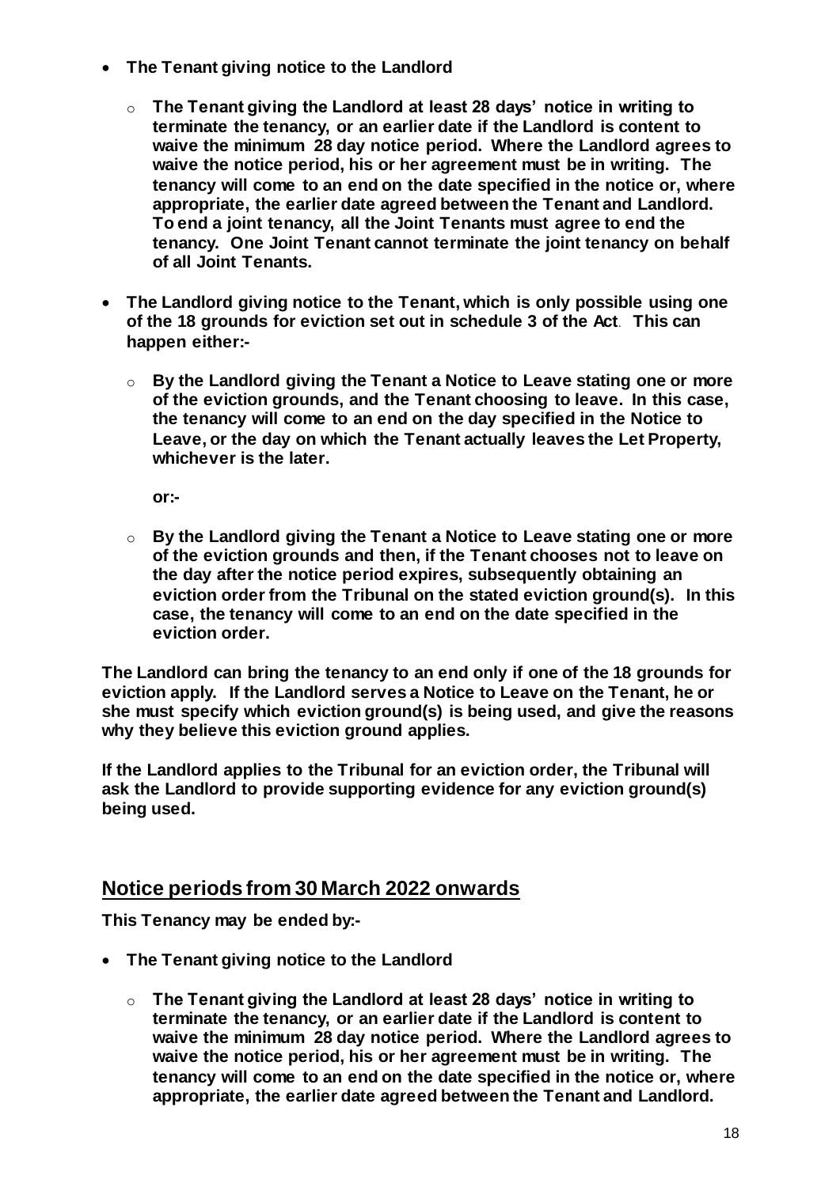- **The Tenant giving notice to the Landlord**
  - **The Tenant giving the Landlord at least 28 days' notice in writing to terminate the tenancy, or an earlier date if the Landlord is content to waive the minimum 28 day notice period. Where the Landlord agrees to waive the notice period, his or her agreement must be in writing. The tenancy will come to an end on the date specified in the notice or, where appropriate, the earlier date agreed between the Tenant and Landlord. To end a joint tenancy, all the Joint Tenants must agree to end the tenancy. One Joint Tenant cannot terminate the joint tenancy on behalf of all Joint Tenants.**

- **The Landlord giving notice to the Tenant, which is only possible using one of the 18 grounds for eviction set out in schedule 3 of the Act. This can happen either:-**
  - **By the Landlord giving the Tenant a Notice to Leave stating one or more of the eviction grounds, and the Tenant choosing to leave. In this case, the tenancy will come to an end on the day specified in the Notice to Leave, or the day on which the Tenant actually leaves the Let Property, whichever is the later.**

    **or:-**

  - **By the Landlord giving the Tenant a Notice to Leave stating one or more of the eviction grounds and then, if the Tenant chooses not to leave on the day after the notice period expires, subsequently obtaining an eviction order from the Tribunal on the stated eviction ground(s). In this case, the tenancy will come to an end on the date specified in the eviction order.**

**The Landlord can bring the tenancy to an end only if one of the 18 grounds for eviction apply. If the Landlord serves a Notice to Leave on the Tenant, he or she must specify which eviction ground(s) is being used, and give the reasons why they believe this eviction ground applies.**

**If the Landlord applies to the Tribunal for an eviction order, the Tribunal will ask the Landlord to provide supporting evidence for any eviction ground(s) being used.**

## Notice periods from 30 March 2022 onwards

**This Tenancy may be ended by:-**

- **The Tenant giving notice to the Landlord**
  - **The Tenant giving the Landlord at least 28 days' notice in writing to terminate the tenancy, or an earlier date if the Landlord is content to waive the minimum 28 day notice period. Where the Landlord agrees to waive the notice period, his or her agreement must be in writing. The tenancy will come to an end on the date specified in the notice or, where appropriate, the earlier date agreed between the Tenant and Landlord.**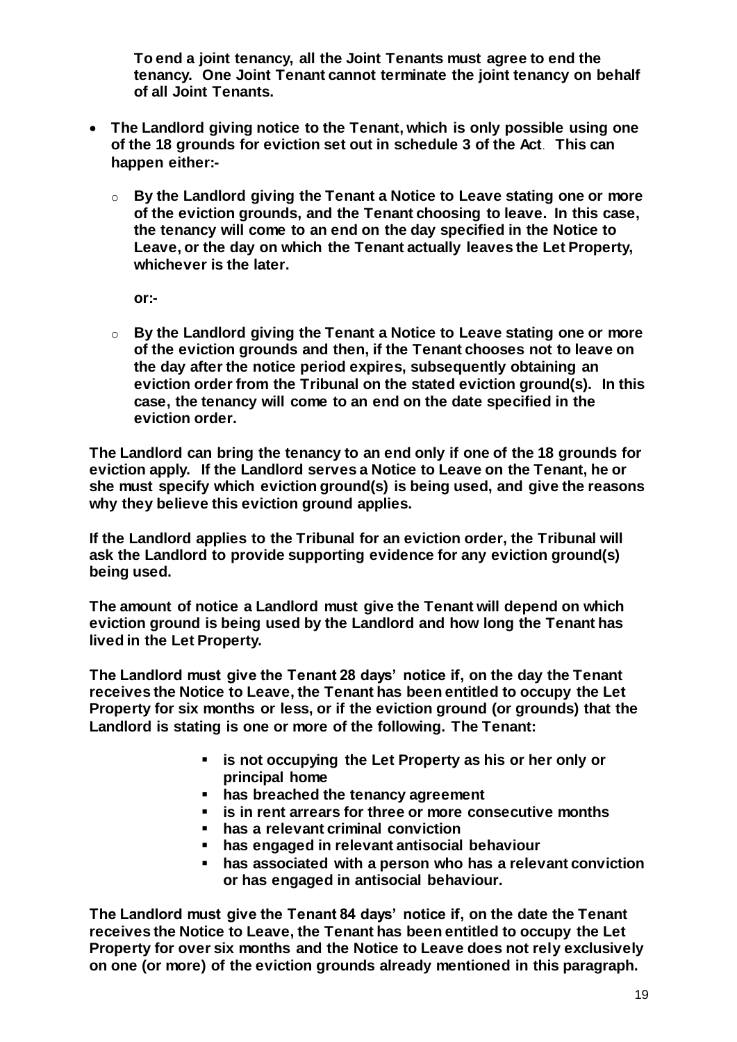**To end a joint tenancy, all the Joint Tenants must agree to end the tenancy. One Joint Tenant cannot terminate the joint tenancy on behalf of all Joint Tenants.**

- **The Landlord giving notice to the Tenant, which is only possible using one of the 18 grounds for eviction set out in schedule 3 of the Act. This can happen either:-**
  - **By the Landlord giving the Tenant a Notice to Leave stating one or more of the eviction grounds, and the Tenant choosing to leave. In this case, the tenancy will come to an end on the day specified in the Notice to Leave, or the day on which the Tenant actually leaves the Let Property, whichever is the later.**

    **or:-**

  - **By the Landlord giving the Tenant a Notice to Leave stating one or more of the eviction grounds and then, if the Tenant chooses not to leave on the day after the notice period expires, subsequently obtaining an eviction order from the Tribunal on the stated eviction ground(s). In this case, the tenancy will come to an end on the date specified in the eviction order.**

**The Landlord can bring the tenancy to an end only if one of the 18 grounds for eviction apply. If the Landlord serves a Notice to Leave on the Tenant, he or she must specify which eviction ground(s) is being used, and give the reasons why they believe this eviction ground applies.**

**If the Landlord applies to the Tribunal for an eviction order, the Tribunal will ask the Landlord to provide supporting evidence for any eviction ground(s) being used.**

**The amount of notice a Landlord must give the Tenant will depend on which eviction ground is being used by the Landlord and how long the Tenant has lived in the Let Property.**

**The Landlord must give the Tenant 28 days' notice if, on the day the Tenant receives the Notice to Leave, the Tenant has been entitled to occupy the Let Property for six months or less, or if the eviction ground (or grounds) that the Landlord is stating is one or more of the following. The Tenant:**

- **is not occupying the Let Property as his or her only or principal home**
- **has breached the tenancy agreement**
- **is in rent arrears for three or more consecutive months**
- **has a relevant criminal conviction**
- **has engaged in relevant antisocial behaviour**
- **has associated with a person who has a relevant conviction or has engaged in antisocial behaviour.**

**The Landlord must give the Tenant 84 days' notice if, on the date the Tenant receives the Notice to Leave, the Tenant has been entitled to occupy the Let Property for over six months and the Notice to Leave does not rely exclusively on one (or more) of the eviction grounds already mentioned in this paragraph.**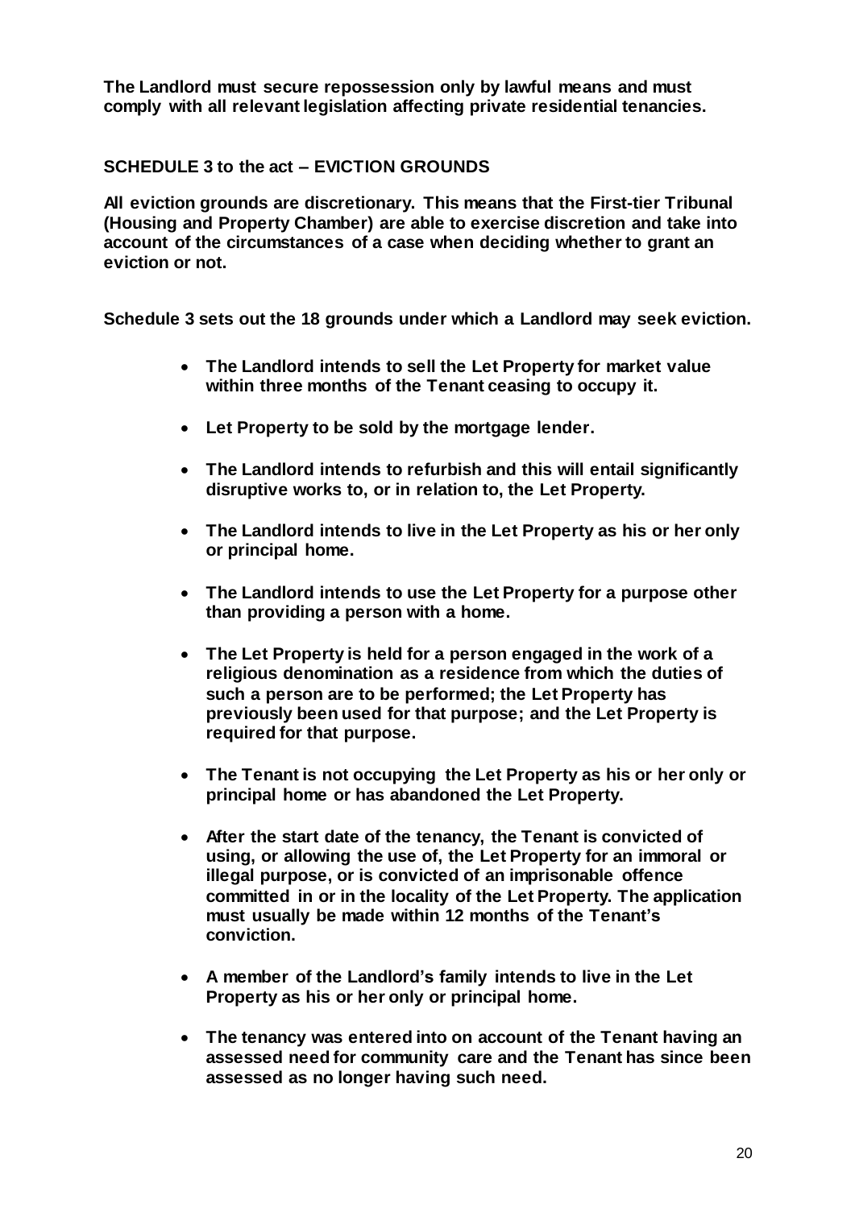**The Landlord must secure repossession only by lawful means and must comply with all relevant legislation affecting private residential tenancies.**

## SCHEDULE 3 to the act – EVICTION GROUNDS

**All eviction grounds are discretionary. This means that the First-tier Tribunal (Housing and Property Chamber) are able to exercise discretion and take into account of the circumstances of a case when deciding whether to grant an eviction or not.**

**Schedule 3 sets out the 18 grounds under which a Landlord may seek eviction.**

- **The Landlord intends to sell the Let Property for market value within three months of the Tenant ceasing to occupy it.**
- **Let Property to be sold by the mortgage lender.**
- **The Landlord intends to refurbish and this will entail significantly disruptive works to, or in relation to, the Let Property.**
- **The Landlord intends to live in the Let Property as his or her only or principal home.**
- **The Landlord intends to use the Let Property for a purpose other than providing a person with a home.**
- **The Let Property is held for a person engaged in the work of a religious denomination as a residence from which the duties of such a person are to be performed; the Let Property has previously been used for that purpose; and the Let Property is required for that purpose.**
- **The Tenant is not occupying the Let Property as his or her only or principal home or has abandoned the Let Property.**
- **After the start date of the tenancy, the Tenant is convicted of using, or allowing the use of, the Let Property for an immoral or illegal purpose, or is convicted of an imprisonable offence committed in or in the locality of the Let Property. The application must usually be made within 12 months of the Tenant's conviction.**
- **A member of the Landlord's family intends to live in the Let Property as his or her only or principal home.**
- **The tenancy was entered into on account of the Tenant having an assessed need for community care and the Tenant has since been assessed as no longer having such need.**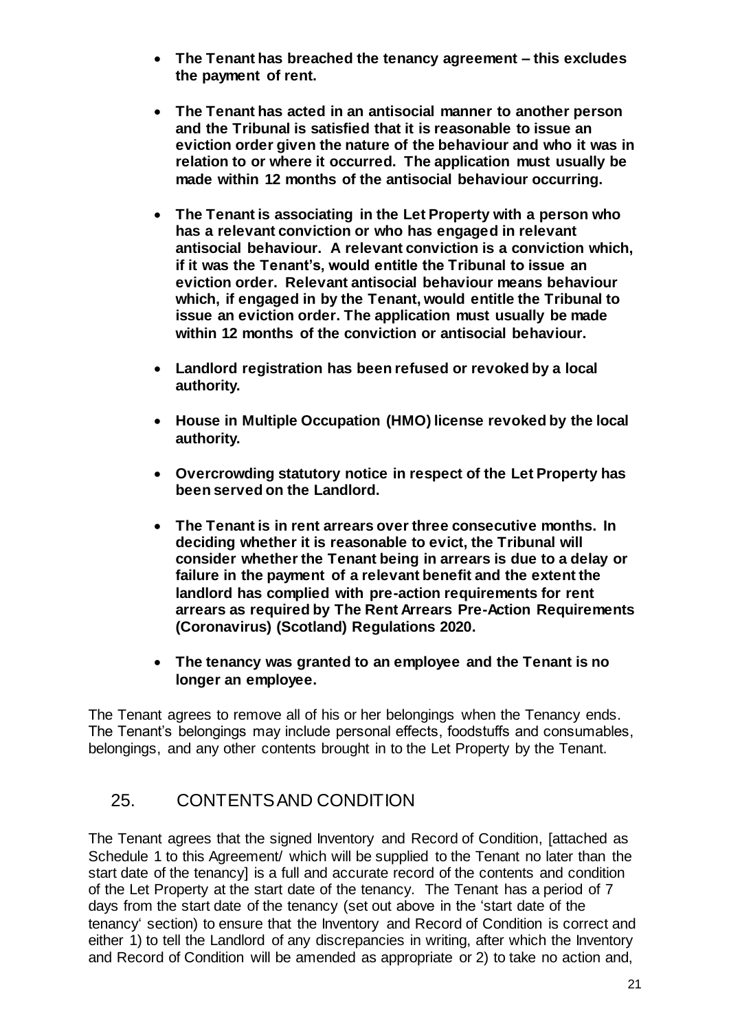- **The Tenant has breached the tenancy agreement – this excludes the payment of rent.**

- **The Tenant has acted in an antisocial manner to another person and the Tribunal is satisfied that it is reasonable to issue an eviction order given the nature of the behaviour and who it was in relation to or where it occurred. The application must usually be made within 12 months of the antisocial behaviour occurring.**

- **The Tenant is associating in the Let Property with a person who has a relevant conviction or who has engaged in relevant antisocial behaviour. A relevant conviction is a conviction which, if it was the Tenant's, would entitle the Tribunal to issue an eviction order. Relevant antisocial behaviour means behaviour which, if engaged in by the Tenant, would entitle the Tribunal to issue an eviction order. The application must usually be made within 12 months of the conviction or antisocial behaviour.**

- **Landlord registration has been refused or revoked by a local authority.**

- **House in Multiple Occupation (HMO) license revoked by the local authority.**

- **Overcrowding statutory notice in respect of the Let Property has been served on the Landlord.**

- **The Tenant is in rent arrears over three consecutive months. In deciding whether it is reasonable to evict, the Tribunal will consider whether the Tenant being in arrears is due to a delay or failure in the payment of a relevant benefit and the extent the landlord has complied with pre-action requirements for rent arrears as required by The Rent Arrears Pre-Action Requirements (Coronavirus) (Scotland) Regulations 2020.**

- **The tenancy was granted to an employee and the Tenant is no longer an employee.**

The Tenant agrees to remove all of his or her belongings when the Tenancy ends. The Tenant's belongings may include personal effects, foodstuffs and consumables, belongings, and any other contents brought in to the Let Property by the Tenant.

## 25. CONTENTS AND CONDITION

The Tenant agrees that the signed Inventory and Record of Condition, [attached as Schedule 1 to this Agreement/ which will be supplied to the Tenant no later than the start date of the tenancy] is a full and accurate record of the contents and condition of the Let Property at the start date of the tenancy. The Tenant has a period of 7 days from the start date of the tenancy (set out above in the 'start date of the tenancy' section) to ensure that the Inventory and Record of Condition is correct and either 1) to tell the Landlord of any discrepancies in writing, after which the Inventory and Record of Condition will be amended as appropriate or 2) to take no action and,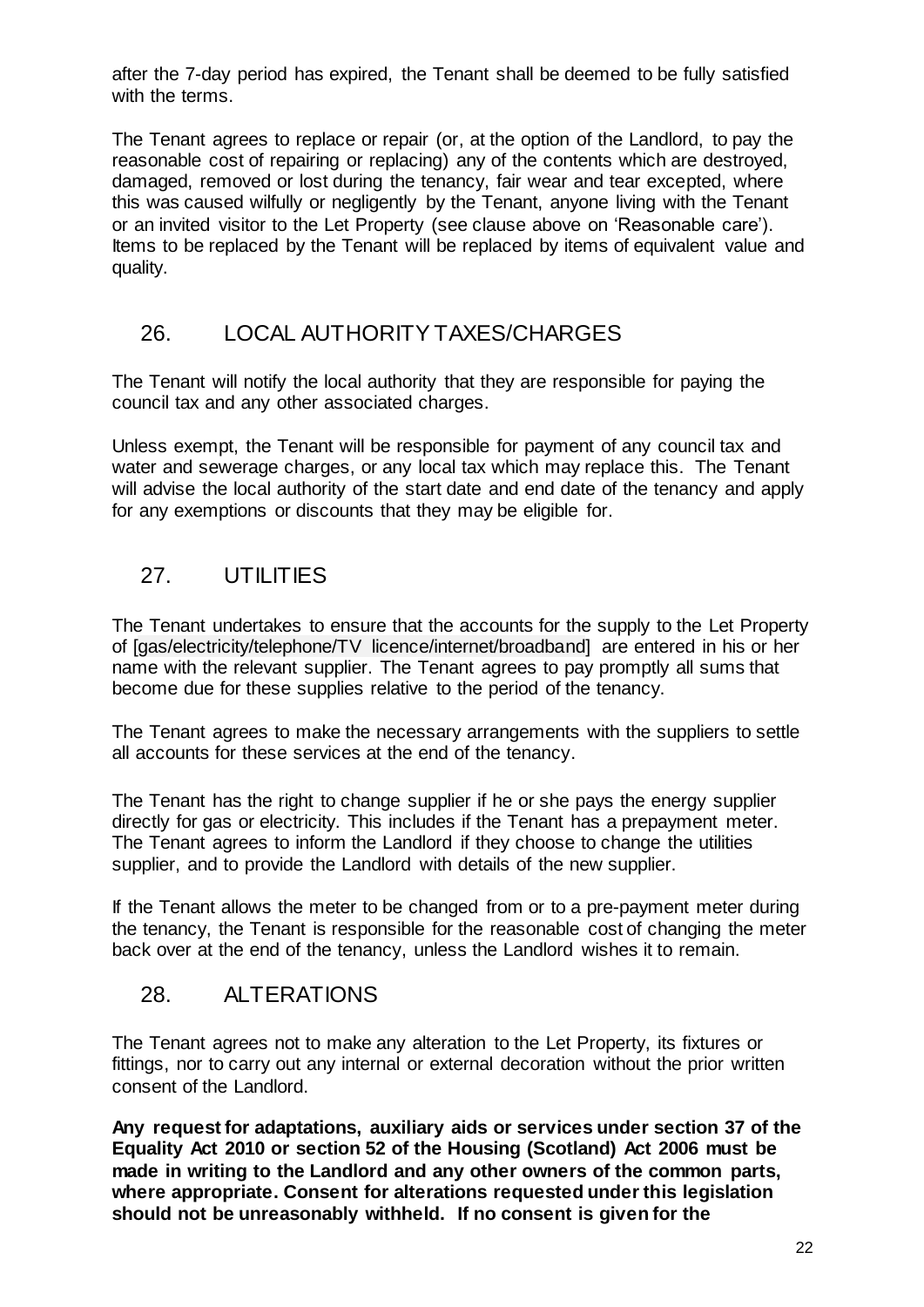after the 7-day period has expired, the Tenant shall be deemed to be fully satisfied with the terms.

The Tenant agrees to replace or repair (or, at the option of the Landlord, to pay the reasonable cost of repairing or replacing) any of the contents which are destroyed, damaged, removed or lost during the tenancy, fair wear and tear excepted, where this was caused wilfully or negligently by the Tenant, anyone living with the Tenant or an invited visitor to the Let Property (see clause above on 'Reasonable care'). Items to be replaced by the Tenant will be replaced by items of equivalent value and quality.

## 26. LOCAL AUTHORITY TAXES/CHARGES

The Tenant will notify the local authority that they are responsible for paying the council tax and any other associated charges.

Unless exempt, the Tenant will be responsible for payment of any council tax and water and sewerage charges, or any local tax which may replace this. The Tenant will advise the local authority of the start date and end date of the tenancy and apply for any exemptions or discounts that they may be eligible for.

## 27. UTILITIES

The Tenant undertakes to ensure that the accounts for the supply to the Let Property of [gas/electricity/telephone/TV licence/internet/broadband] are entered in his or her name with the relevant supplier. The Tenant agrees to pay promptly all sums that become due for these supplies relative to the period of the tenancy.

The Tenant agrees to make the necessary arrangements with the suppliers to settle all accounts for these services at the end of the tenancy.

The Tenant has the right to change supplier if he or she pays the energy supplier directly for gas or electricity. This includes if the Tenant has a prepayment meter. The Tenant agrees to inform the Landlord if they choose to change the utilities supplier, and to provide the Landlord with details of the new supplier.

If the Tenant allows the meter to be changed from or to a pre-payment meter during the tenancy, the Tenant is responsible for the reasonable cost of changing the meter back over at the end of the tenancy, unless the Landlord wishes it to remain.

## 28. ALTERATIONS

The Tenant agrees not to make any alteration to the Let Property, its fixtures or fittings, nor to carry out any internal or external decoration without the prior written consent of the Landlord.

**Any request for adaptations, auxiliary aids or services under section 37 of the Equality Act 2010 or section 52 of the Housing (Scotland) Act 2006 must be made in writing to the Landlord and any other owners of the common parts, where appropriate. Consent for alterations requested under this legislation should not be unreasonably withheld. If no consent is given for the**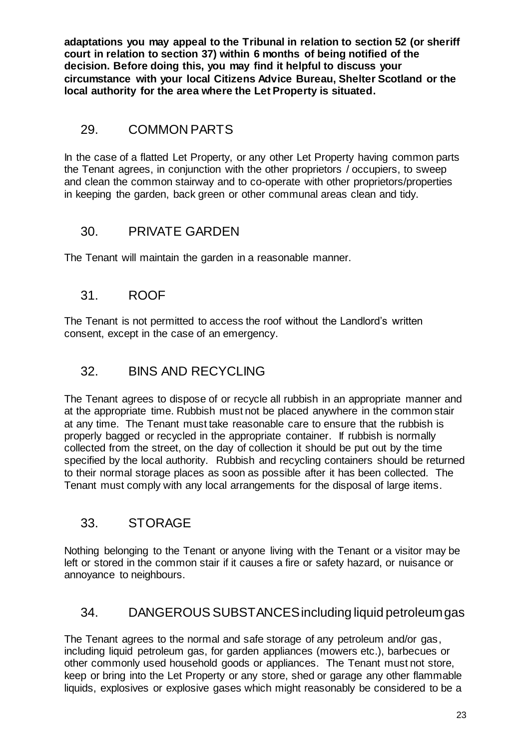**adaptations you may appeal to the Tribunal in relation to section 52 (or sheriff court in relation to section 37) within 6 months of being notified of the decision. Before doing this, you may find it helpful to discuss your circumstance with your local Citizens Advice Bureau, Shelter Scotland or the local authority for the area where the Let Property is situated.**

## 29. COMMON PARTS

In the case of a flatted Let Property, or any other Let Property having common parts the Tenant agrees, in conjunction with the other proprietors / occupiers, to sweep and clean the common stairway and to co-operate with other proprietors/properties in keeping the garden, back green or other communal areas clean and tidy.

## 30. PRIVATE GARDEN

The Tenant will maintain the garden in a reasonable manner.

## 31. ROOF

The Tenant is not permitted to access the roof without the Landlord's written consent, except in the case of an emergency.

## 32. BINS AND RECYCLING

The Tenant agrees to dispose of or recycle all rubbish in an appropriate manner and at the appropriate time. Rubbish must not be placed anywhere in the common stair at any time. The Tenant must take reasonable care to ensure that the rubbish is properly bagged or recycled in the appropriate container. If rubbish is normally collected from the street, on the day of collection it should be put out by the time specified by the local authority. Rubbish and recycling containers should be returned to their normal storage places as soon as possible after it has been collected. The Tenant must comply with any local arrangements for the disposal of large items.

## 33. STORAGE

Nothing belonging to the Tenant or anyone living with the Tenant or a visitor may be left or stored in the common stair if it causes a fire or safety hazard, or nuisance or annoyance to neighbours.

## 34. DANGEROUS SUBSTANCES including liquid petroleum gas

The Tenant agrees to the normal and safe storage of any petroleum and/or gas, including liquid petroleum gas, for garden appliances (mowers etc.), barbecues or other commonly used household goods or appliances. The Tenant must not store, keep or bring into the Let Property or any store, shed or garage any other flammable liquids, explosives or explosive gases which might reasonably be considered to be a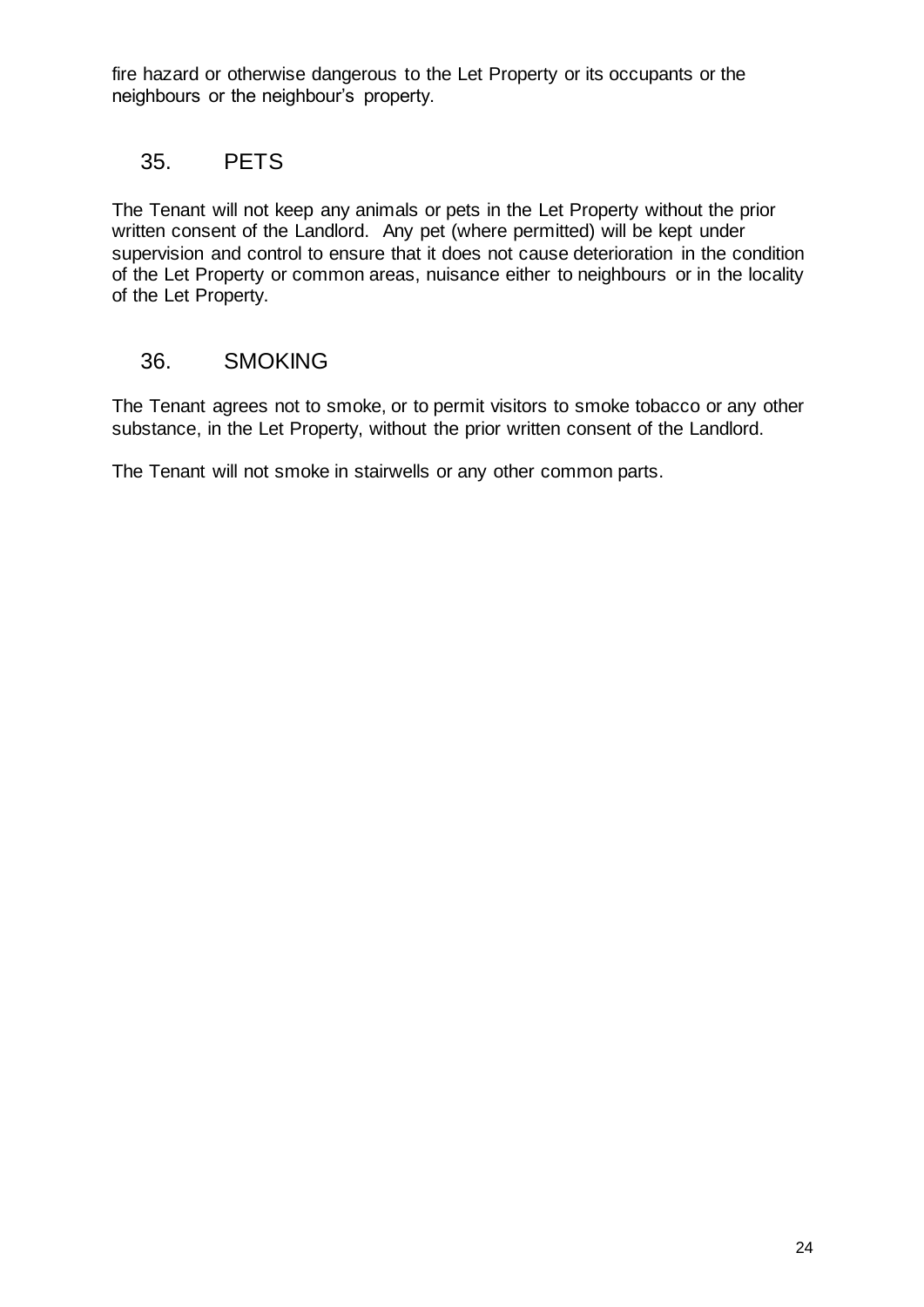fire hazard or otherwise dangerous to the Let Property or its occupants or the neighbours or the neighbour's property.

## 35. PETS

The Tenant will not keep any animals or pets in the Let Property without the prior written consent of the Landlord. Any pet (where permitted) will be kept under supervision and control to ensure that it does not cause deterioration in the condition of the Let Property or common areas, nuisance either to neighbours or in the locality of the Let Property.

## 36. SMOKING

The Tenant agrees not to smoke, or to permit visitors to smoke tobacco or any other substance, in the Let Property, without the prior written consent of the Landlord.

The Tenant will not smoke in stairwells or any other common parts.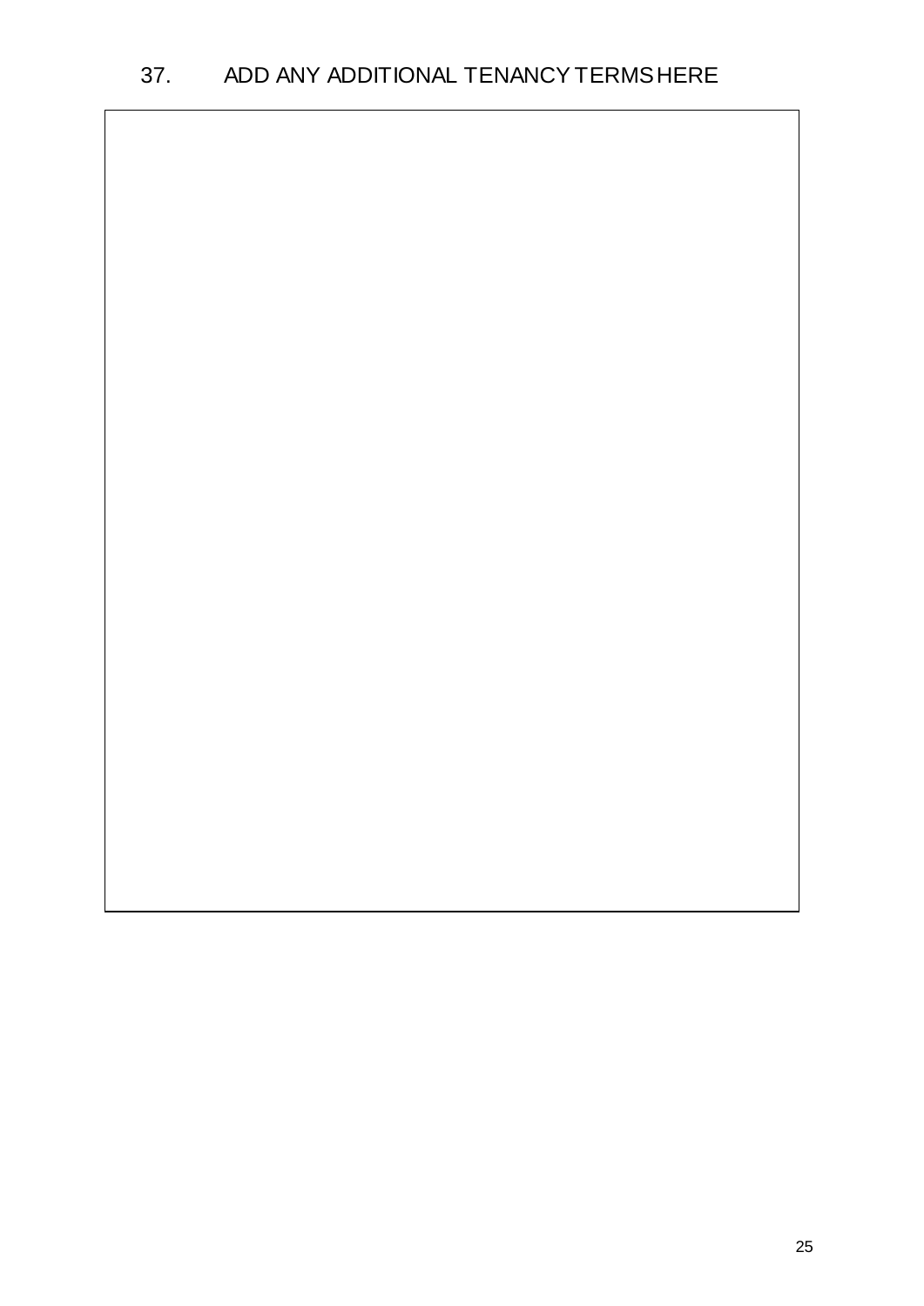## 37. ADD ANY ADDITIONAL TENANCY TERMS HERE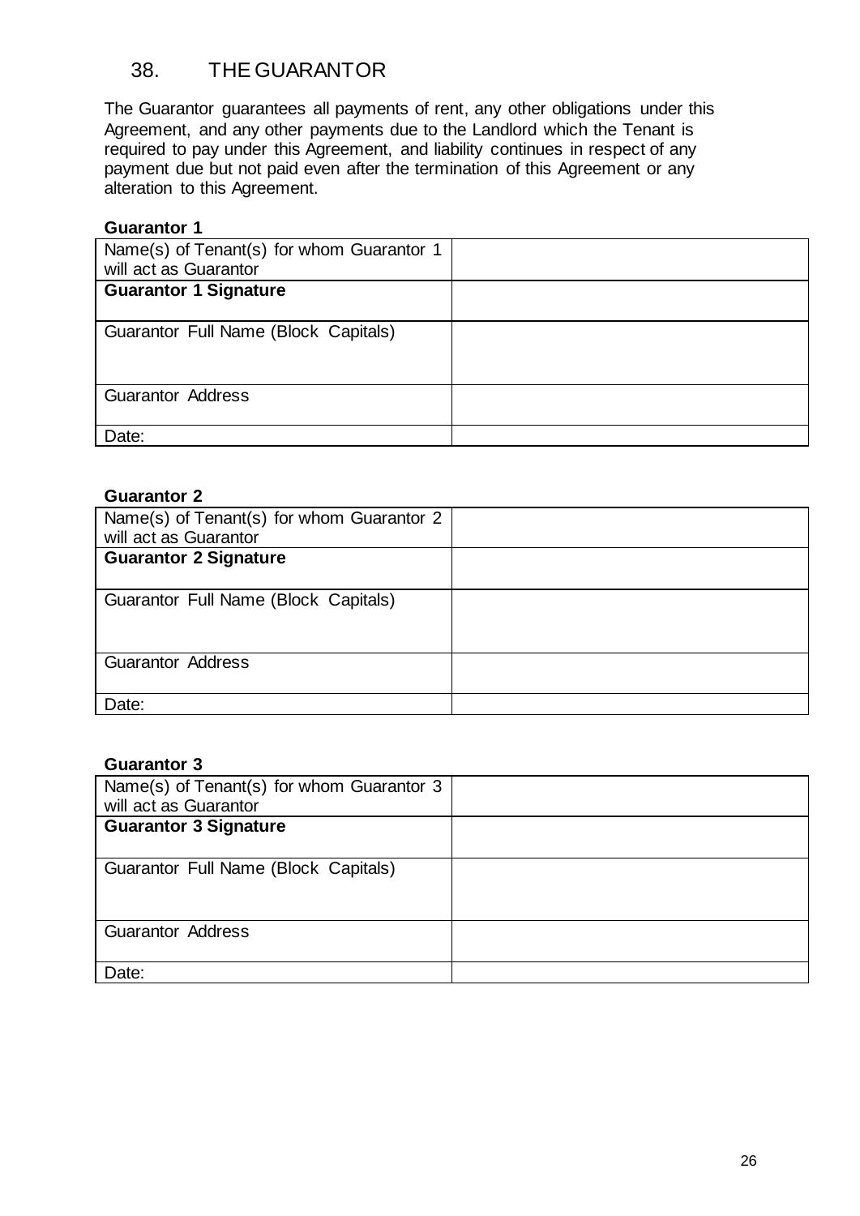## 38. THE GUARANTOR

The Guarantor guarantees all payments of rent, any other obligations under this Agreement, and any other payments due to the Landlord which the Tenant is required to pay under this Agreement, and liability continues in respect of any payment due but not paid even after the termination of this Agreement or any alteration to this Agreement.

**Guarantor 1**

| Name(s) of Tenant(s) for whom Guarantor 1 will act as Guarantor | |
|---|---|
| **Guarantor 1 Signature** | |
| Guarantor Full Name (Block Capitals) | |
| Guarantor Address | |
| Date: | |

**Guarantor 2**

| Name(s) of Tenant(s) for whom Guarantor 2 will act as Guarantor | |
|---|---|
| **Guarantor 2 Signature** | |
| Guarantor Full Name (Block Capitals) | |
| Guarantor Address | |
| Date: | |

**Guarantor 3**

| Name(s) of Tenant(s) for whom Guarantor 3 will act as Guarantor | |
|---|---|
| **Guarantor 3 Signature** | |
| Guarantor Full Name (Block Capitals) | |
| Guarantor Address | |
| Date: | |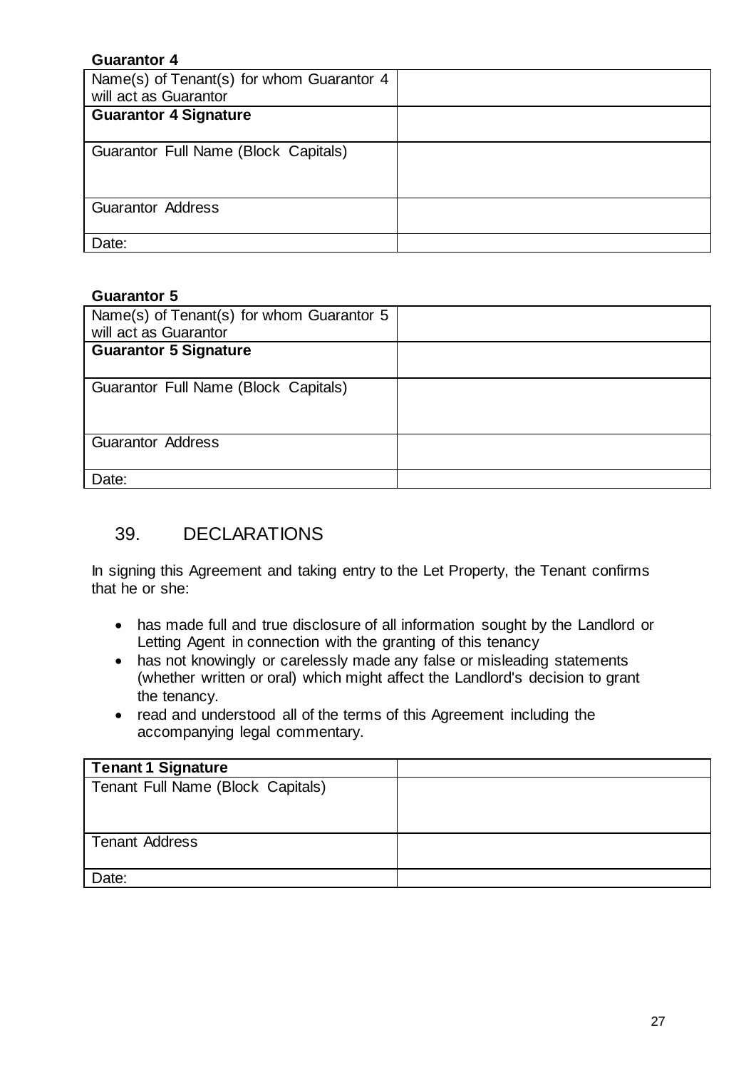**Guarantor 4**

| Name(s) of Tenant(s) for whom Guarantor 4 will act as Guarantor | |
|---|---|
| **Guarantor 4 Signature** | |
| Guarantor Full Name (Block Capitals) | |
| Guarantor Address | |
| Date: | |

**Guarantor 5**

| Name(s) of Tenant(s) for whom Guarantor 5 will act as Guarantor | |
|---|---|
| **Guarantor 5 Signature** | |
| Guarantor Full Name (Block Capitals) | |
| Guarantor Address | |
| Date: | |

## 39. DECLARATIONS

In signing this Agreement and taking entry to the Let Property, the Tenant confirms that he or she:

- has made full and true disclosure of all information sought by the Landlord or Letting Agent in connection with the granting of this tenancy
- has not knowingly or carelessly made any false or misleading statements (whether written or oral) which might affect the Landlord's decision to grant the tenancy.
- read and understood all of the terms of this Agreement including the accompanying legal commentary.

| **Tenant 1 Signature** | |
|---|---|
| Tenant Full Name (Block Capitals) | |
| Tenant Address | |
| Date: | |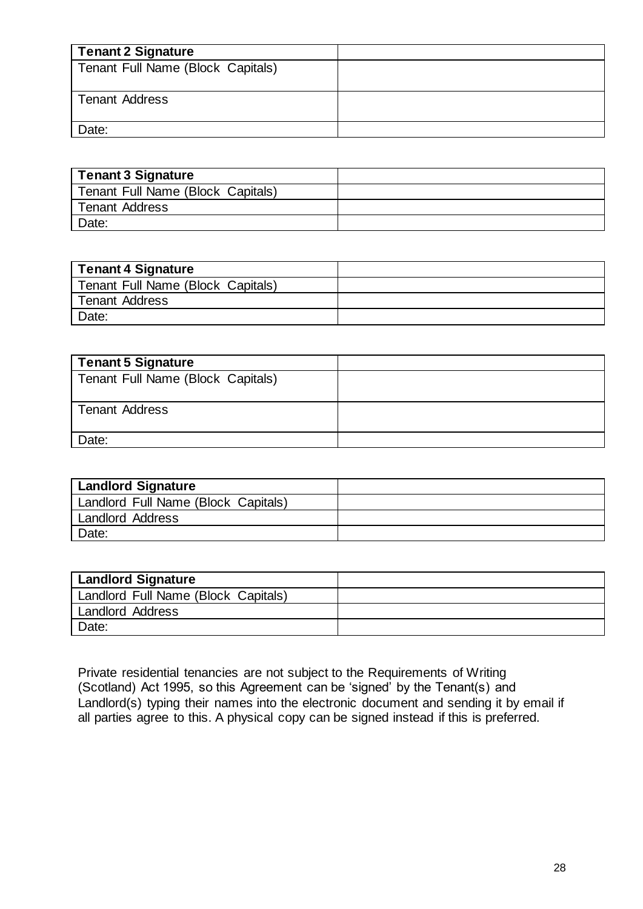| **Tenant 2 Signature** | |
|---|---|
| Tenant Full Name (Block Capitals) | |
| Tenant Address | |
| Date: | |

| **Tenant 3 Signature** | |
|---|---|
| Tenant Full Name (Block Capitals) | |
| Tenant Address | |
| Date: | |

| **Tenant 4 Signature** | |
|---|---|
| Tenant Full Name (Block Capitals) | |
| Tenant Address | |
| Date: | |

| **Tenant 5 Signature** | |
|---|---|
| Tenant Full Name (Block Capitals) | |
| Tenant Address | |
| Date: | |

| **Landlord Signature** | |
|---|---|
| Landlord Full Name (Block Capitals) | |
| Landlord Address | |
| Date: | |

| **Landlord Signature** | |
|---|---|
| Landlord Full Name (Block Capitals) | |
| Landlord Address | |
| Date: | |

Private residential tenancies are not subject to the Requirements of Writing (Scotland) Act 1995, so this Agreement can be 'signed' by the Tenant(s) and Landlord(s) typing their names into the electronic document and sending it by email if all parties agree to this. A physical copy can be signed instead if this is preferred.